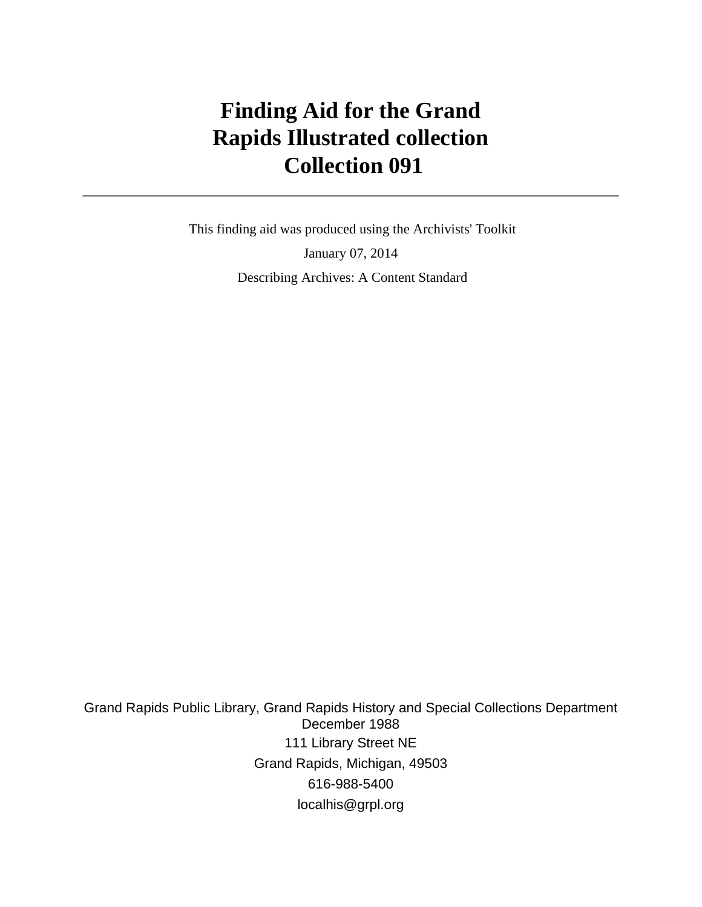# Finding Aid for the Grand Rapids Illustrated collection Collection 091

---

This finding aid was produced using the Archivists' Toolkit

January 07, 2014

Describing Archives: A Content Standard

Grand Rapids Public Library, Grand Rapids History and Special Collections Department
December 1988

111 Library Street NE

Grand Rapids, Michigan, 49503

616-988-5400

localhis@grpl.org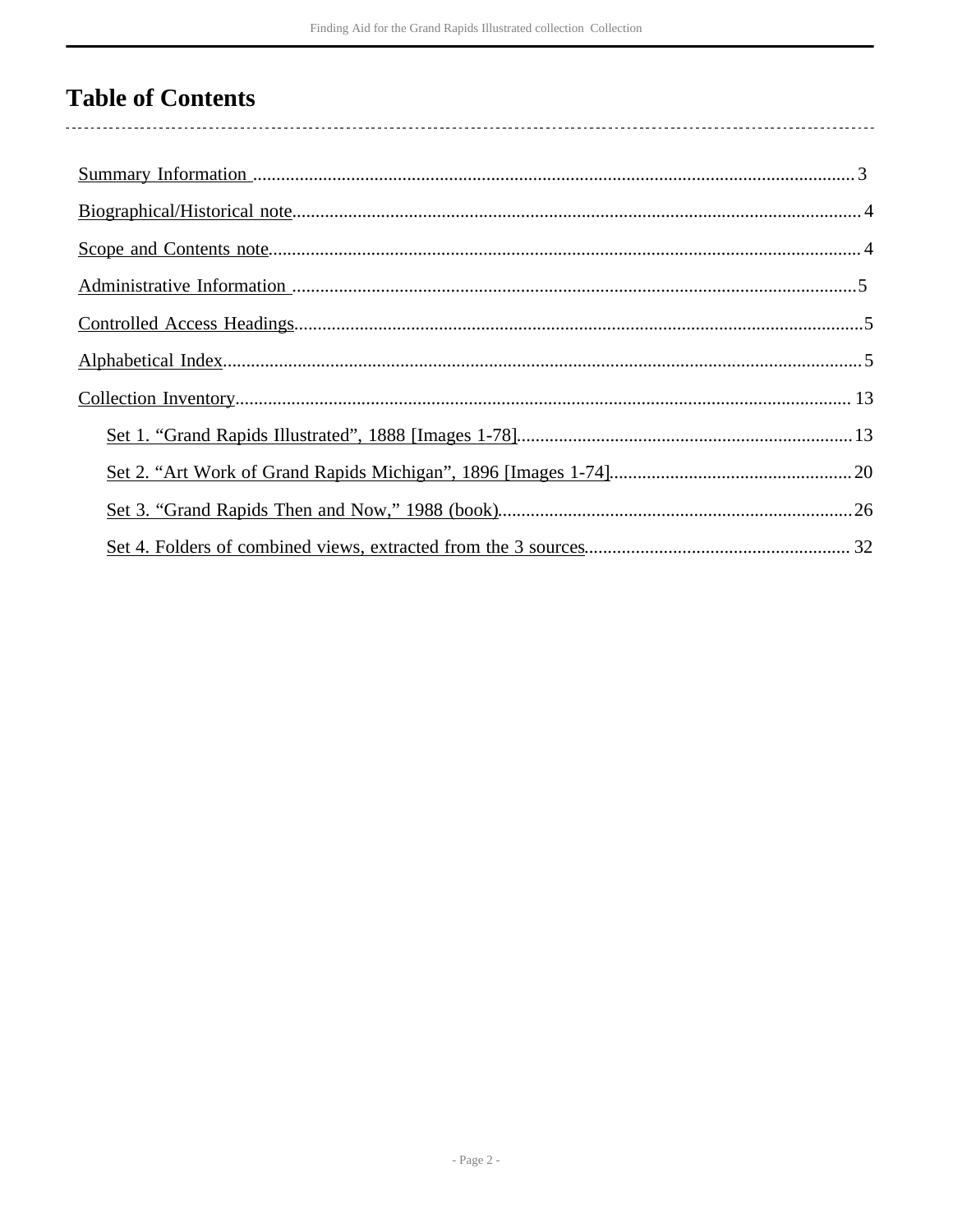# Table of Contents

- Summary Information ... 3
- Biographical/Historical note ... 4
- Scope and Contents note ... 4
- Administrative Information ... 5
- Controlled Access Headings ... 5
- Alphabetical Index ... 5
- Collection Inventory ... 13
  - Set 1. “Grand Rapids Illustrated”, 1888 [Images 1-78] ... 13
  - Set 2. “Art Work of Grand Rapids Michigan”, 1896 [Images 1-74] ... 20
  - Set 3. “Grand Rapids Then and Now,” 1988 (book) ... 26
  - Set 4. Folders of combined views, extracted from the 3 sources ... 32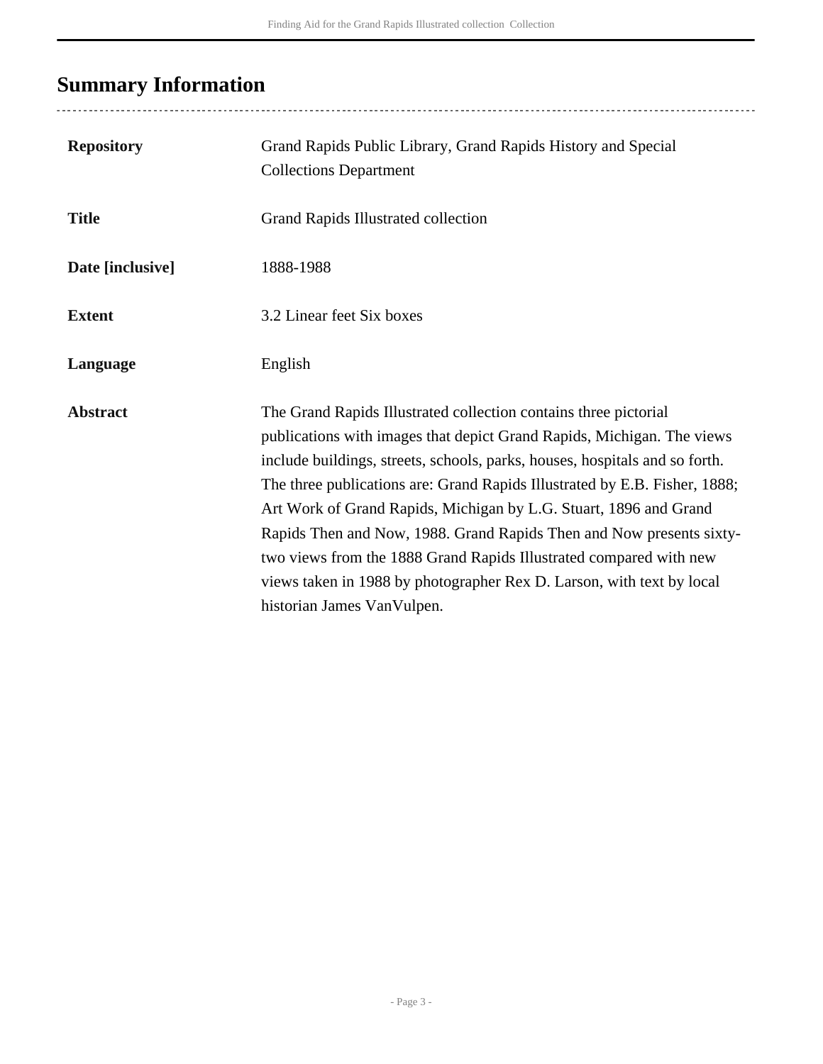## Summary Information

| | |
|---|---|
| **Repository** | Grand Rapids Public Library, Grand Rapids History and Special Collections Department |
| **Title** | Grand Rapids Illustrated collection |
| **Date [inclusive]** | 1888-1988 |
| **Extent** | 3.2 Linear feet Six boxes |
| **Language** | English |
| **Abstract** | The Grand Rapids Illustrated collection contains three pictorial publications with images that depict Grand Rapids, Michigan. The views include buildings, streets, schools, parks, houses, hospitals and so forth. The three publications are: Grand Rapids Illustrated by E.B. Fisher, 1888; Art Work of Grand Rapids, Michigan by L.G. Stuart, 1896 and Grand Rapids Then and Now, 1988. Grand Rapids Then and Now presents sixty-two views from the 1888 Grand Rapids Illustrated compared with new views taken in 1988 by photographer Rex D. Larson, with text by local historian James VanVulpen. |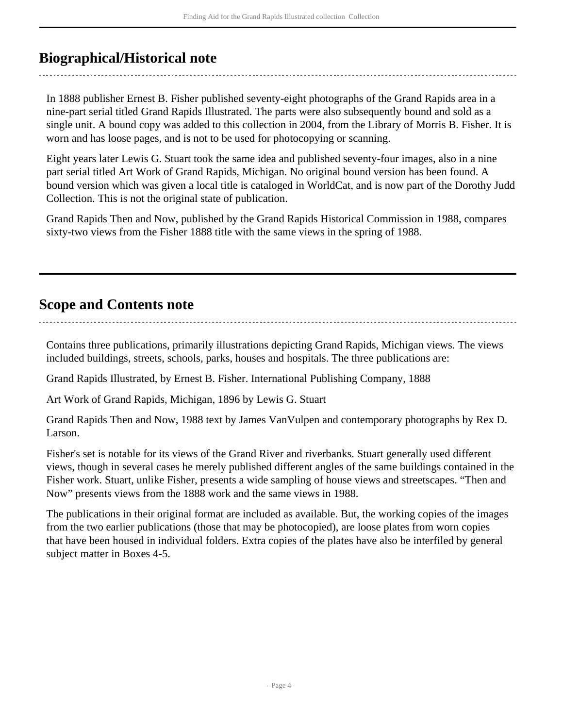## Biographical/Historical note

In 1888 publisher Ernest B. Fisher published seventy-eight photographs of the Grand Rapids area in a nine-part serial titled Grand Rapids Illustrated. The parts were also subsequently bound and sold as a single unit. A bound copy was added to this collection in 2004, from the Library of Morris B. Fisher. It is worn and has loose pages, and is not to be used for photocopying or scanning.

Eight years later Lewis G. Stuart took the same idea and published seventy-four images, also in a nine part serial titled Art Work of Grand Rapids, Michigan. No original bound version has been found. A bound version which was given a local title is cataloged in WorldCat, and is now part of the Dorothy Judd Collection. This is not the original state of publication.

Grand Rapids Then and Now, published by the Grand Rapids Historical Commission in 1988, compares sixty-two views from the Fisher 1888 title with the same views in the spring of 1988.

## Scope and Contents note

Contains three publications, primarily illustrations depicting Grand Rapids, Michigan views. The views included buildings, streets, schools, parks, houses and hospitals. The three publications are:

Grand Rapids Illustrated, by Ernest B. Fisher. International Publishing Company, 1888

Art Work of Grand Rapids, Michigan, 1896 by Lewis G. Stuart

Grand Rapids Then and Now, 1988 text by James VanVulpen and contemporary photographs by Rex D. Larson.

Fisher's set is notable for its views of the Grand River and riverbanks. Stuart generally used different views, though in several cases he merely published different angles of the same buildings contained in the Fisher work. Stuart, unlike Fisher, presents a wide sampling of house views and streetscapes. “Then and Now” presents views from the 1888 work and the same views in 1988.

The publications in their original format are included as available. But, the working copies of the images from the two earlier publications (those that may be photocopied), are loose plates from worn copies that have been housed in individual folders. Extra copies of the plates have also be interfiled by general subject matter in Boxes 4-5.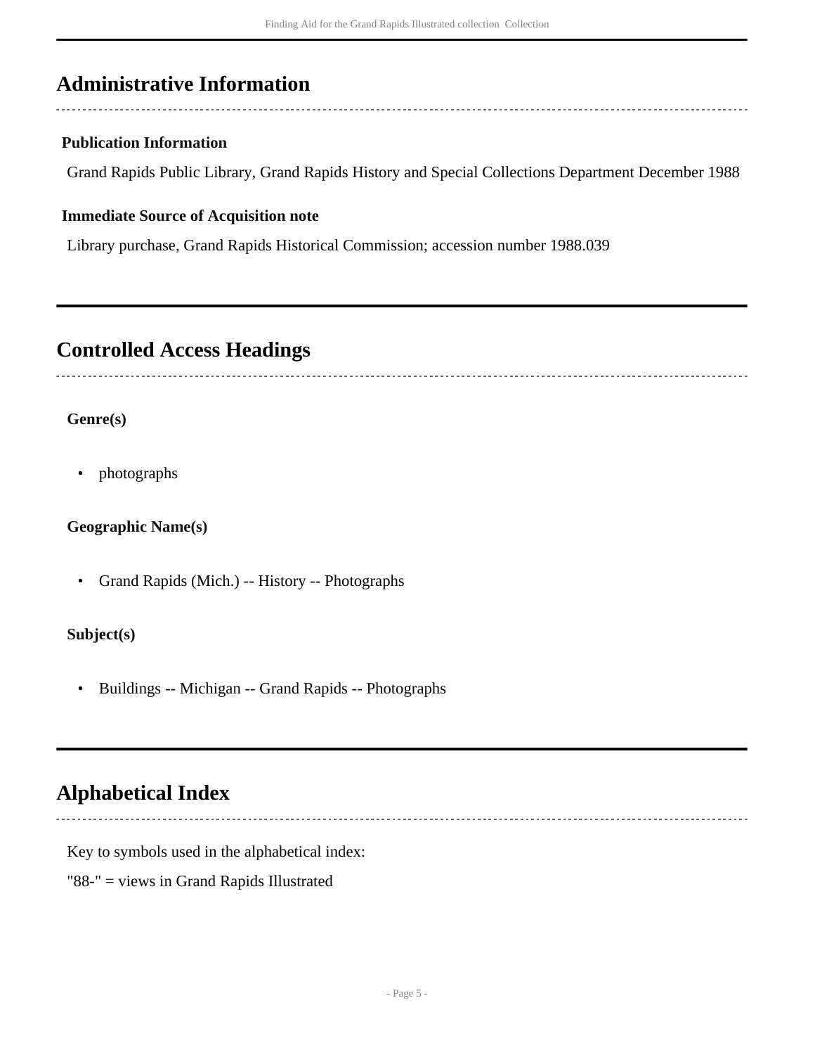## Administrative Information

### Publication Information

Grand Rapids Public Library, Grand Rapids History and Special Collections Department December 1988

### Immediate Source of Acquisition note

Library purchase, Grand Rapids Historical Commission; accession number 1988.039

## Controlled Access Headings

### Genre(s)

- photographs

### Geographic Name(s)

- Grand Rapids (Mich.) -- History -- Photographs

### Subject(s)

- Buildings -- Michigan -- Grand Rapids -- Photographs

## Alphabetical Index

Key to symbols used in the alphabetical index:

"88-" = views in Grand Rapids Illustrated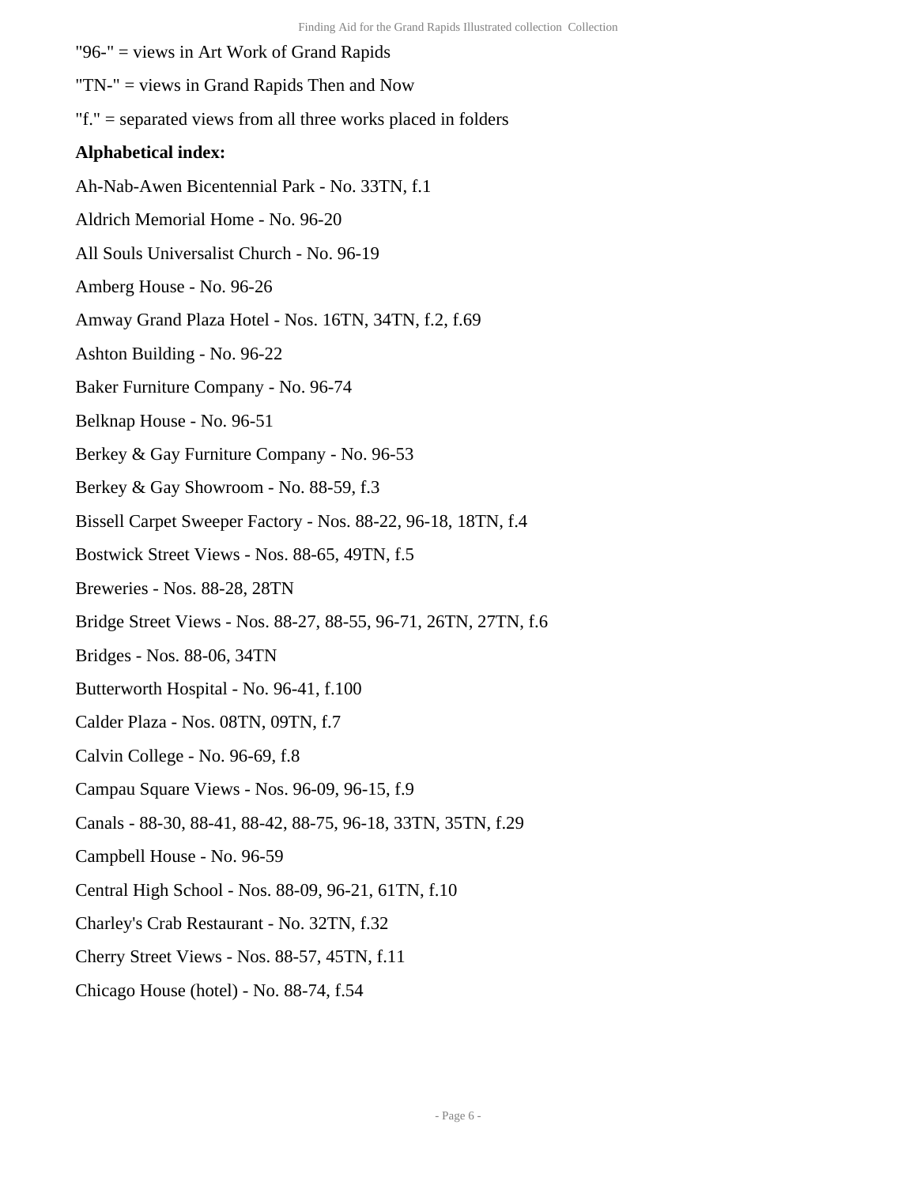"96-" = views in Art Work of Grand Rapids

"TN-" = views in Grand Rapids Then and Now

"f." = separated views from all three works placed in folders

**Alphabetical index:**

Ah-Nab-Awen Bicentennial Park - No. 33TN, f.1

Aldrich Memorial Home - No. 96-20

All Souls Universalist Church - No. 96-19

Amberg House - No. 96-26

Amway Grand Plaza Hotel - Nos. 16TN, 34TN, f.2, f.69

Ashton Building - No. 96-22

Baker Furniture Company - No. 96-74

Belknap House - No. 96-51

Berkey & Gay Furniture Company - No. 96-53

Berkey & Gay Showroom - No. 88-59, f.3

Bissell Carpet Sweeper Factory - Nos. 88-22, 96-18, 18TN, f.4

Bostwick Street Views - Nos. 88-65, 49TN, f.5

Breweries - Nos. 88-28, 28TN

Bridge Street Views - Nos. 88-27, 88-55, 96-71, 26TN, 27TN, f.6

Bridges - Nos. 88-06, 34TN

Butterworth Hospital - No. 96-41, f.100

Calder Plaza - Nos. 08TN, 09TN, f.7

Calvin College - No. 96-69, f.8

Campau Square Views - Nos. 96-09, 96-15, f.9

Canals - 88-30, 88-41, 88-42, 88-75, 96-18, 33TN, 35TN, f.29

Campbell House - No. 96-59

Central High School - Nos. 88-09, 96-21, 61TN, f.10

Charley's Crab Restaurant - No. 32TN, f.32

Cherry Street Views - Nos. 88-57, 45TN, f.11

Chicago House (hotel) - No. 88-74, f.54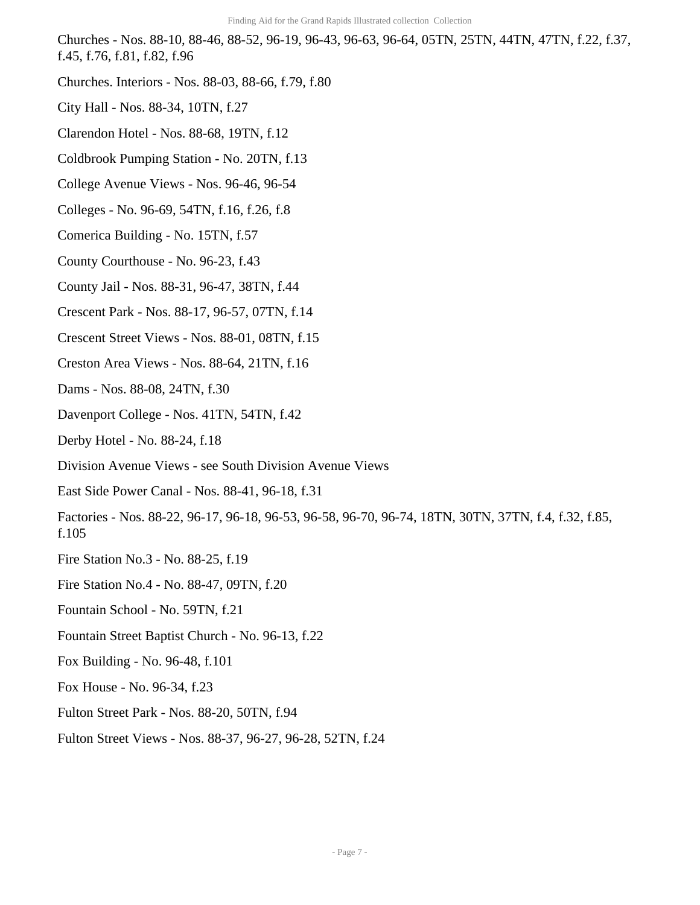Churches - Nos. 88-10, 88-46, 88-52, 96-19, 96-43, 96-63, 96-64, 05TN, 25TN, 44TN, 47TN, f.22, f.37, f.45, f.76, f.81, f.82, f.96

Churches. Interiors - Nos. 88-03, 88-66, f.79, f.80

City Hall - Nos. 88-34, 10TN, f.27

Clarendon Hotel - Nos. 88-68, 19TN, f.12

Coldbrook Pumping Station - No. 20TN, f.13

College Avenue Views - Nos. 96-46, 96-54

Colleges - No. 96-69, 54TN, f.16, f.26, f.8

Comerica Building - No. 15TN, f.57

County Courthouse - No. 96-23, f.43

County Jail - Nos. 88-31, 96-47, 38TN, f.44

Crescent Park - Nos. 88-17, 96-57, 07TN, f.14

Crescent Street Views - Nos. 88-01, 08TN, f.15

Creston Area Views - Nos. 88-64, 21TN, f.16

Dams - Nos. 88-08, 24TN, f.30

Davenport College - Nos. 41TN, 54TN, f.42

Derby Hotel - No. 88-24, f.18

Division Avenue Views - see South Division Avenue Views

East Side Power Canal - Nos. 88-41, 96-18, f.31

Factories - Nos. 88-22, 96-17, 96-18, 96-53, 96-58, 96-70, 96-74, 18TN, 30TN, 37TN, f.4, f.32, f.85, f.105

Fire Station No.3 - No. 88-25, f.19

Fire Station No.4 - No. 88-47, 09TN, f.20

Fountain School - No. 59TN, f.21

Fountain Street Baptist Church - No. 96-13, f.22

Fox Building - No. 96-48, f.101

Fox House - No. 96-34, f.23

Fulton Street Park - Nos. 88-20, 50TN, f.94

Fulton Street Views - Nos. 88-37, 96-27, 96-28, 52TN, f.24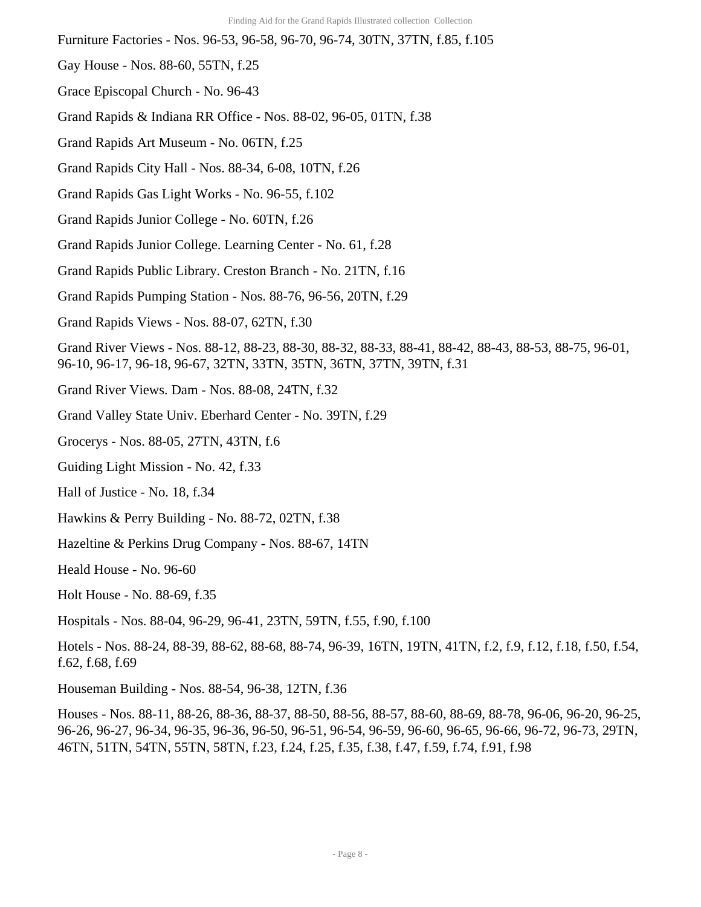Furniture Factories - Nos. 96-53, 96-58, 96-70, 96-74, 30TN, 37TN, f.85, f.105

Gay House - Nos. 88-60, 55TN, f.25

Grace Episcopal Church - No. 96-43

Grand Rapids & Indiana RR Office - Nos. 88-02, 96-05, 01TN, f.38

Grand Rapids Art Museum - No. 06TN, f.25

Grand Rapids City Hall - Nos. 88-34, 6-08, 10TN, f.26

Grand Rapids Gas Light Works - No. 96-55, f.102

Grand Rapids Junior College - No. 60TN, f.26

Grand Rapids Junior College. Learning Center - No. 61, f.28

Grand Rapids Public Library. Creston Branch - No. 21TN, f.16

Grand Rapids Pumping Station - Nos. 88-76, 96-56, 20TN, f.29

Grand Rapids Views - Nos. 88-07, 62TN, f.30

Grand River Views - Nos. 88-12, 88-23, 88-30, 88-32, 88-33, 88-41, 88-42, 88-43, 88-53, 88-75, 96-01, 96-10, 96-17, 96-18, 96-67, 32TN, 33TN, 35TN, 36TN, 37TN, 39TN, f.31

Grand River Views. Dam - Nos. 88-08, 24TN, f.32

Grand Valley State Univ. Eberhard Center - No. 39TN, f.29

Grocerys - Nos. 88-05, 27TN, 43TN, f.6

Guiding Light Mission - No. 42, f.33

Hall of Justice - No. 18, f.34

Hawkins & Perry Building - No. 88-72, 02TN, f.38

Hazeltine & Perkins Drug Company - Nos. 88-67, 14TN

Heald House - No. 96-60

Holt House - No. 88-69, f.35

Hospitals - Nos. 88-04, 96-29, 96-41, 23TN, 59TN, f.55, f.90, f.100

Hotels - Nos. 88-24, 88-39, 88-62, 88-68, 88-74, 96-39, 16TN, 19TN, 41TN, f.2, f.9, f.12, f.18, f.50, f.54, f.62, f.68, f.69

Houseman Building - Nos. 88-54, 96-38, 12TN, f.36

Houses - Nos. 88-11, 88-26, 88-36, 88-37, 88-50, 88-56, 88-57, 88-60, 88-69, 88-78, 96-06, 96-20, 96-25, 96-26, 96-27, 96-34, 96-35, 96-36, 96-50, 96-51, 96-54, 96-59, 96-60, 96-65, 96-66, 96-72, 96-73, 29TN, 46TN, 51TN, 54TN, 55TN, 58TN, f.23, f.24, f.25, f.35, f.38, f.47, f.59, f.74, f.91, f.98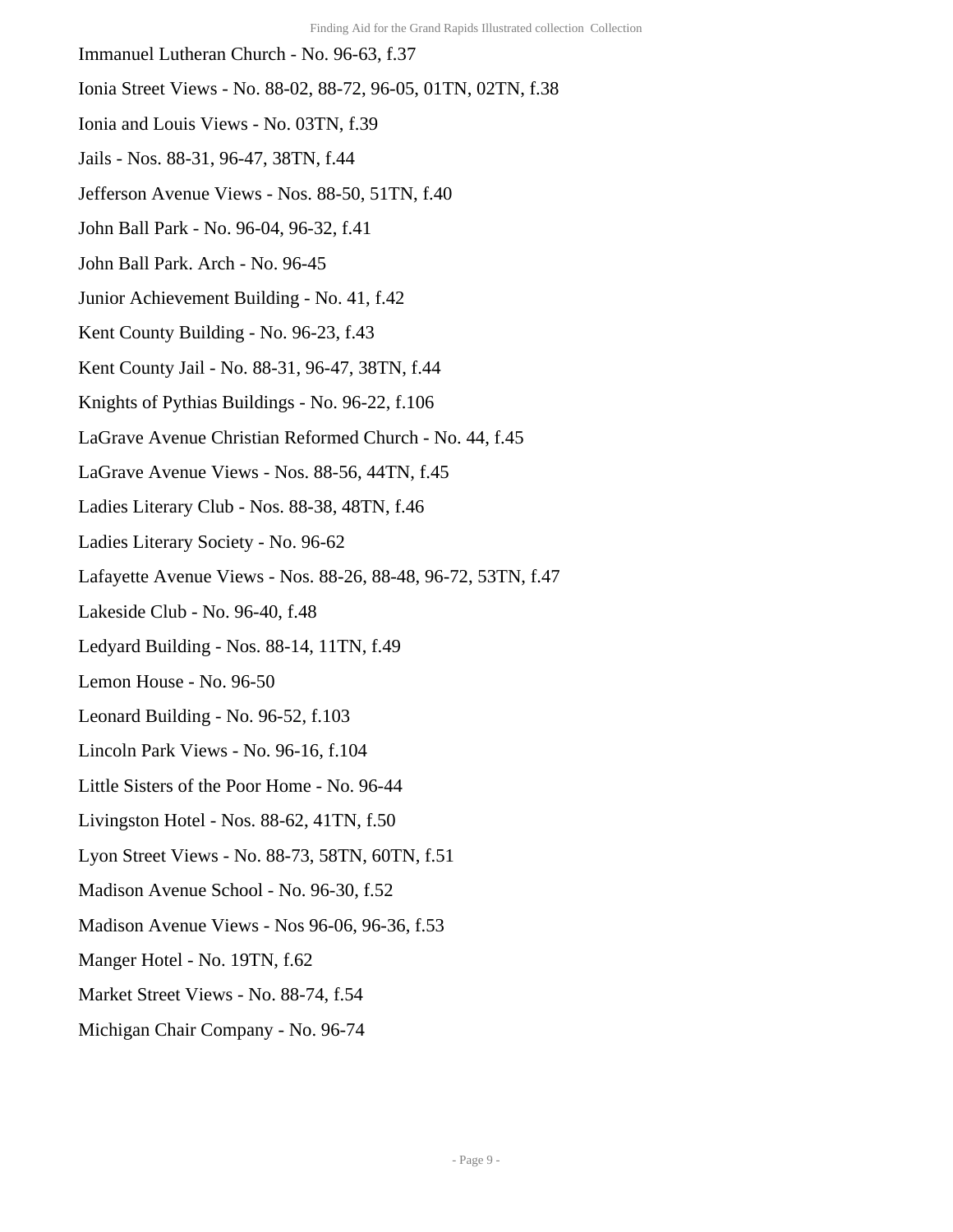Immanuel Lutheran Church - No. 96-63, f.37

Ionia Street Views - No. 88-02, 88-72, 96-05, 01TN, 02TN, f.38

Ionia and Louis Views - No. 03TN, f.39

Jails - Nos. 88-31, 96-47, 38TN, f.44

Jefferson Avenue Views - Nos. 88-50, 51TN, f.40

John Ball Park - No. 96-04, 96-32, f.41

John Ball Park. Arch - No. 96-45

Junior Achievement Building - No. 41, f.42

Kent County Building - No. 96-23, f.43

Kent County Jail - No. 88-31, 96-47, 38TN, f.44

Knights of Pythias Buildings - No. 96-22, f.106

LaGrave Avenue Christian Reformed Church - No. 44, f.45

LaGrave Avenue Views - Nos. 88-56, 44TN, f.45

Ladies Literary Club - Nos. 88-38, 48TN, f.46

Ladies Literary Society - No. 96-62

Lafayette Avenue Views - Nos. 88-26, 88-48, 96-72, 53TN, f.47

Lakeside Club - No. 96-40, f.48

Ledyard Building - Nos. 88-14, 11TN, f.49

Lemon House - No. 96-50

Leonard Building - No. 96-52, f.103

Lincoln Park Views - No. 96-16, f.104

Little Sisters of the Poor Home - No. 96-44

Livingston Hotel - Nos. 88-62, 41TN, f.50

Lyon Street Views - No. 88-73, 58TN, 60TN, f.51

Madison Avenue School - No. 96-30, f.52

Madison Avenue Views - Nos 96-06, 96-36, f.53

Manger Hotel - No. 19TN, f.62

Market Street Views - No. 88-74, f.54

Michigan Chair Company - No. 96-74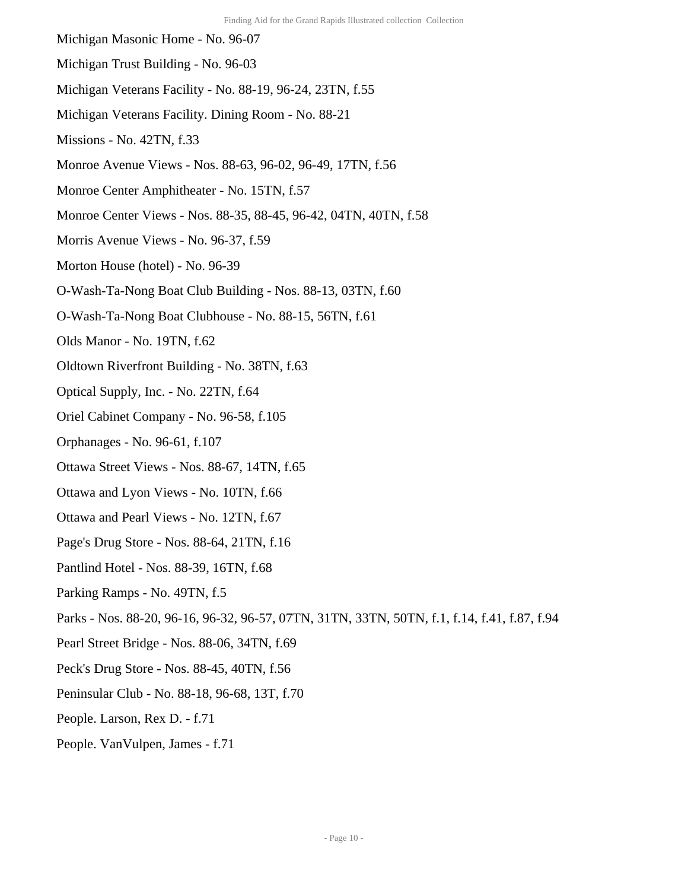Michigan Masonic Home - No. 96-07

Michigan Trust Building - No. 96-03

Michigan Veterans Facility - No. 88-19, 96-24, 23TN, f.55

Michigan Veterans Facility. Dining Room - No. 88-21

Missions - No. 42TN, f.33

Monroe Avenue Views - Nos. 88-63, 96-02, 96-49, 17TN, f.56

Monroe Center Amphitheater - No. 15TN, f.57

Monroe Center Views - Nos. 88-35, 88-45, 96-42, 04TN, 40TN, f.58

Morris Avenue Views - No. 96-37, f.59

Morton House (hotel) - No. 96-39

O-Wash-Ta-Nong Boat Club Building - Nos. 88-13, 03TN, f.60

O-Wash-Ta-Nong Boat Clubhouse - No. 88-15, 56TN, f.61

Olds Manor - No. 19TN, f.62

Oldtown Riverfront Building - No. 38TN, f.63

Optical Supply, Inc. - No. 22TN, f.64

Oriel Cabinet Company - No. 96-58, f.105

Orphanages - No. 96-61, f.107

Ottawa Street Views - Nos. 88-67, 14TN, f.65

Ottawa and Lyon Views - No. 10TN, f.66

Ottawa and Pearl Views - No. 12TN, f.67

Page's Drug Store - Nos. 88-64, 21TN, f.16

Pantlind Hotel - Nos. 88-39, 16TN, f.68

Parking Ramps - No. 49TN, f.5

Parks - Nos. 88-20, 96-16, 96-32, 96-57, 07TN, 31TN, 33TN, 50TN, f.1, f.14, f.41, f.87, f.94

Pearl Street Bridge - Nos. 88-06, 34TN, f.69

Peck's Drug Store - Nos. 88-45, 40TN, f.56

Peninsular Club - No. 88-18, 96-68, 13T, f.70

People. Larson, Rex D. - f.71

People. VanVulpen, James - f.71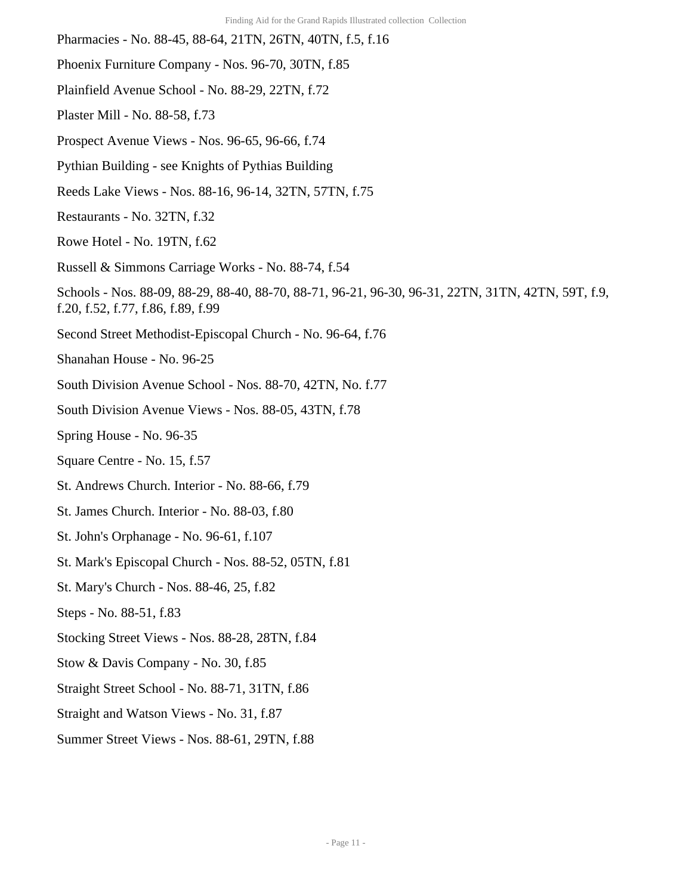Pharmacies - No. 88-45, 88-64, 21TN, 26TN, 40TN, f.5, f.16

Phoenix Furniture Company - Nos. 96-70, 30TN, f.85

Plainfield Avenue School - No. 88-29, 22TN, f.72

Plaster Mill - No. 88-58, f.73

Prospect Avenue Views - Nos. 96-65, 96-66, f.74

Pythian Building - see Knights of Pythias Building

Reeds Lake Views - Nos. 88-16, 96-14, 32TN, 57TN, f.75

Restaurants - No. 32TN, f.32

Rowe Hotel - No. 19TN, f.62

Russell & Simmons Carriage Works - No. 88-74, f.54

Schools - Nos. 88-09, 88-29, 88-40, 88-70, 88-71, 96-21, 96-30, 96-31, 22TN, 31TN, 42TN, 59T, f.9, f.20, f.52, f.77, f.86, f.89, f.99

Second Street Methodist-Episcopal Church - No. 96-64, f.76

Shanahan House - No. 96-25

South Division Avenue School - Nos. 88-70, 42TN, No. f.77

South Division Avenue Views - Nos. 88-05, 43TN, f.78

Spring House - No. 96-35

Square Centre - No. 15, f.57

St. Andrews Church. Interior - No. 88-66, f.79

St. James Church. Interior - No. 88-03, f.80

St. John's Orphanage - No. 96-61, f.107

St. Mark's Episcopal Church - Nos. 88-52, 05TN, f.81

St. Mary's Church - Nos. 88-46, 25, f.82

Steps - No. 88-51, f.83

Stocking Street Views - Nos. 88-28, 28TN, f.84

Stow & Davis Company - No. 30, f.85

Straight Street School - No. 88-71, 31TN, f.86

Straight and Watson Views - No. 31, f.87

Summer Street Views - Nos. 88-61, 29TN, f.88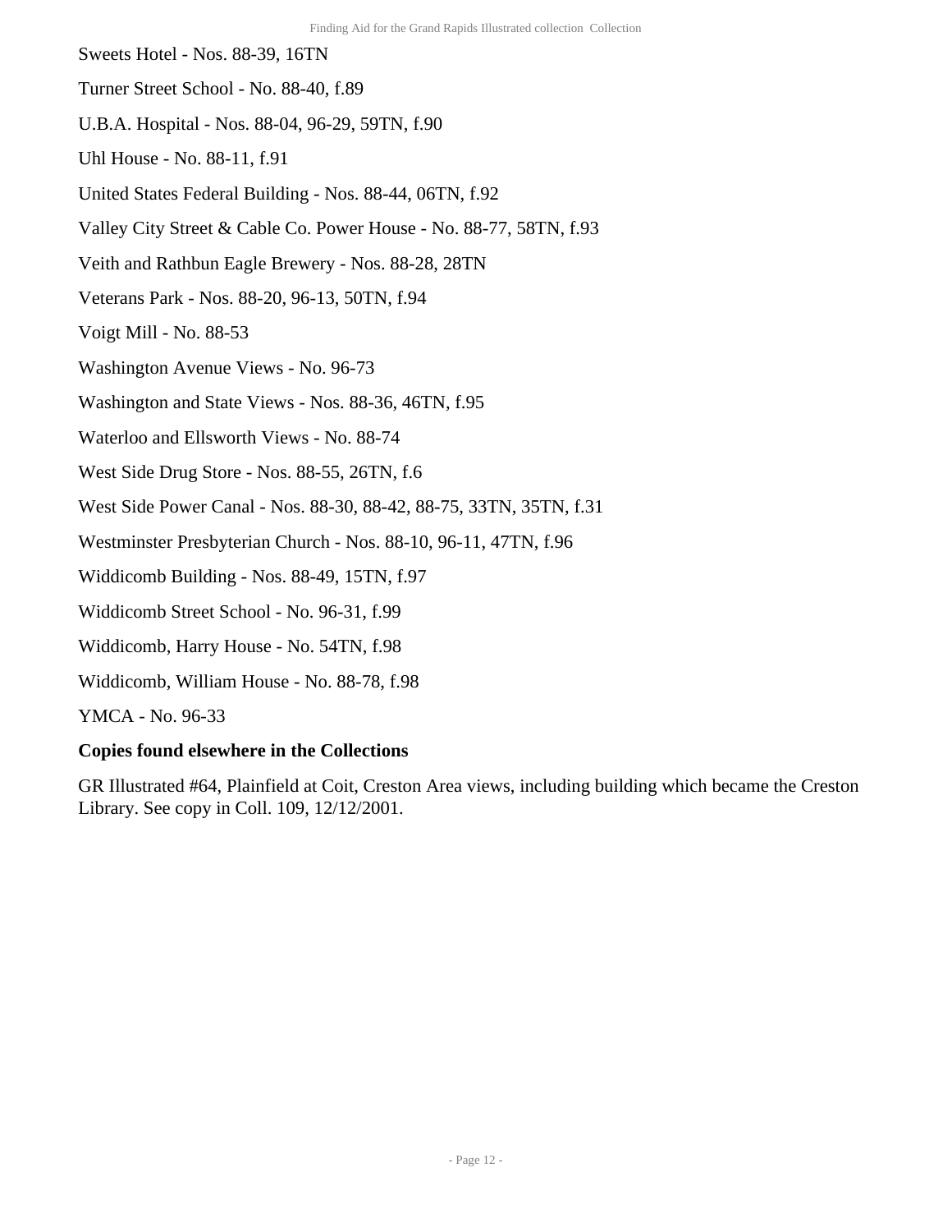Sweets Hotel - Nos. 88-39, 16TN

Turner Street School - No. 88-40, f.89

U.B.A. Hospital - Nos. 88-04, 96-29, 59TN, f.90

Uhl House - No. 88-11, f.91

United States Federal Building - Nos. 88-44, 06TN, f.92

Valley City Street & Cable Co. Power House - No. 88-77, 58TN, f.93

Veith and Rathbun Eagle Brewery - Nos. 88-28, 28TN

Veterans Park - Nos. 88-20, 96-13, 50TN, f.94

Voigt Mill - No. 88-53

Washington Avenue Views - No. 96-73

Washington and State Views - Nos. 88-36, 46TN, f.95

Waterloo and Ellsworth Views - No. 88-74

West Side Drug Store - Nos. 88-55, 26TN, f.6

West Side Power Canal - Nos. 88-30, 88-42, 88-75, 33TN, 35TN, f.31

Westminster Presbyterian Church - Nos. 88-10, 96-11, 47TN, f.96

Widdicomb Building - Nos. 88-49, 15TN, f.97

Widdicomb Street School - No. 96-31, f.99

Widdicomb, Harry House - No. 54TN, f.98

Widdicomb, William House - No. 88-78, f.98

YMCA - No. 96-33

**Copies found elsewhere in the Collections**

GR Illustrated #64, Plainfield at Coit, Creston Area views, including building which became the Creston Library. See copy in Coll. 109, 12/12/2001.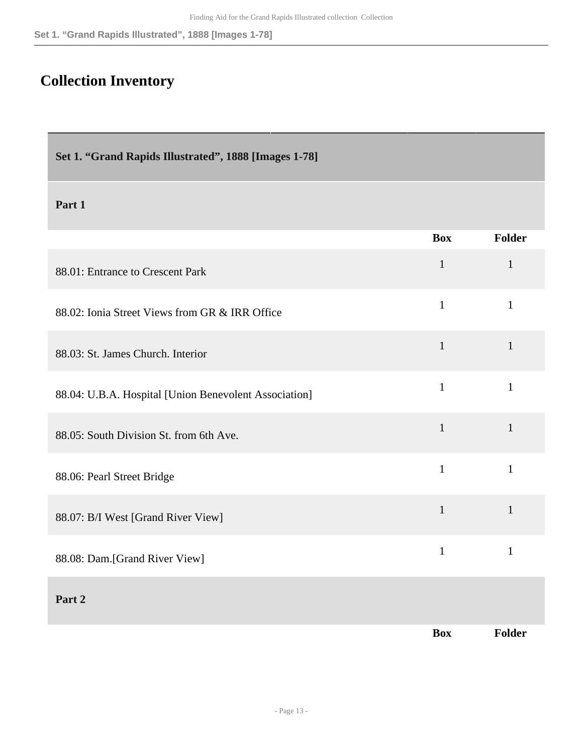## Collection Inventory

| Set 1. “Grand Rapids Illustrated”, 1888 [Images 1-78] | | |
|---|---|---|
| **Part 1** | | |
| | **Box** | **Folder** |
| 88.01: Entrance to Crescent Park | 1 | 1 |
| 88.02: Ionia Street Views from GR & IRR Office | 1 | 1 |
| 88.03: St. James Church. Interior | 1 | 1 |
| 88.04: U.B.A. Hospital [Union Benevolent Association] | 1 | 1 |
| 88.05: South Division St. from 6th Ave. | 1 | 1 |
| 88.06: Pearl Street Bridge | 1 | 1 |
| 88.07: B/I West [Grand River View] | 1 | 1 |
| 88.08: Dam.[Grand River View] | 1 | 1 |
| **Part 2** | | |
| | **Box** | **Folder** |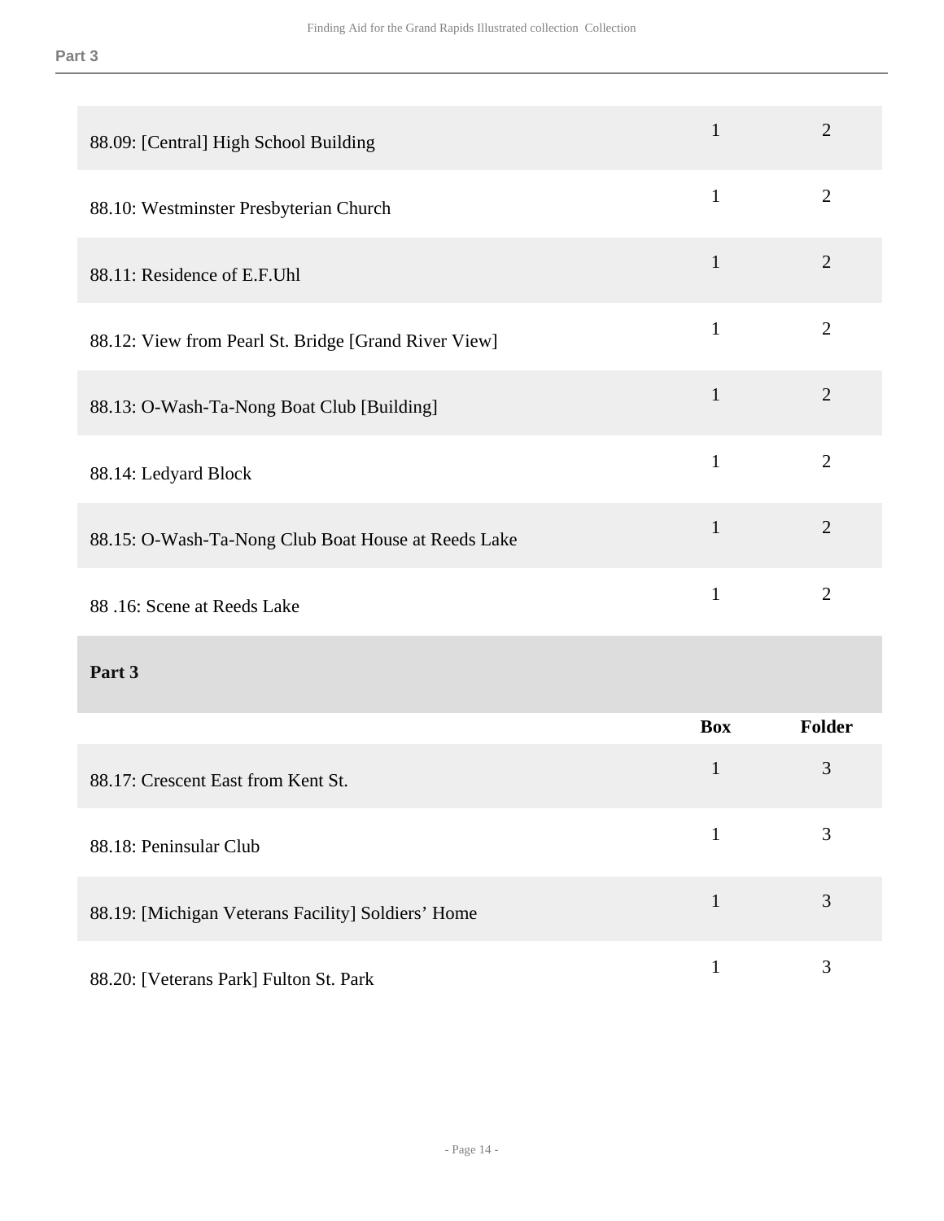| | Box | Folder |
|---|---|---|
| 88.09: [Central] High School Building | 1 | 2 |
| 88.10: Westminster Presbyterian Church | 1 | 2 |
| 88.11: Residence of E.F.Uhl | 1 | 2 |
| 88.12: View from Pearl St. Bridge [Grand River View] | 1 | 2 |
| 88.13: O-Wash-Ta-Nong Boat Club [Building] | 1 | 2 |
| 88.14: Ledyard Block | 1 | 2 |
| 88.15: O-Wash-Ta-Nong Club Boat House at Reeds Lake | 1 | 2 |
| 88 .16: Scene at Reeds Lake | 1 | 2 |

## Part 3

| | Box | Folder |
|---|---|---|
| 88.17: Crescent East from Kent St. | 1 | 3 |
| 88.18: Peninsular Club | 1 | 3 |
| 88.19: [Michigan Veterans Facility] Soldiers' Home | 1 | 3 |
| 88.20: [Veterans Park] Fulton St. Park | 1 | 3 |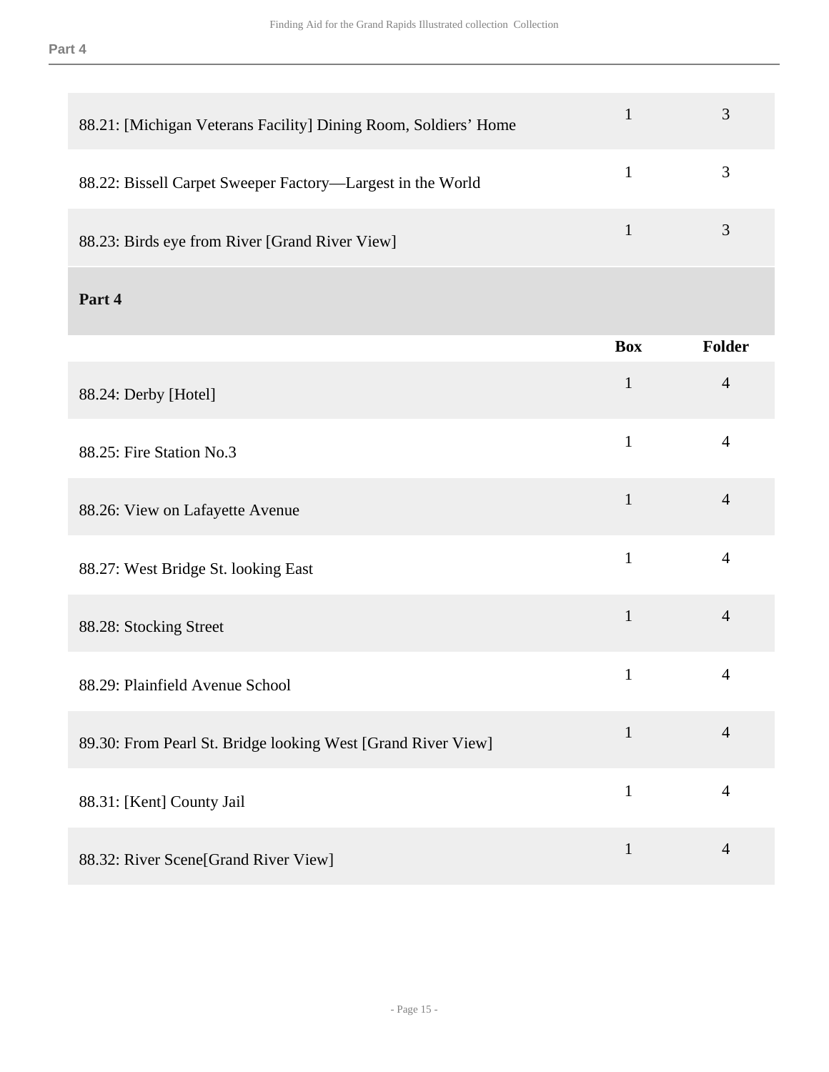| | Box | Folder |
|---|---|---|
| 88.21: [Michigan Veterans Facility] Dining Room, Soldiers' Home | 1 | 3 |
| 88.22: Bissell Carpet Sweeper Factory—Largest in the World | 1 | 3 |
| 88.23: Birds eye from River [Grand River View] | 1 | 3 |

## Part 4

| | Box | Folder |
|---|---|---|
| 88.24: Derby [Hotel] | 1 | 4 |
| 88.25: Fire Station No.3 | 1 | 4 |
| 88.26: View on Lafayette Avenue | 1 | 4 |
| 88.27: West Bridge St. looking East | 1 | 4 |
| 88.28: Stocking Street | 1 | 4 |
| 88.29: Plainfield Avenue School | 1 | 4 |
| 89.30: From Pearl St. Bridge looking West [Grand River View] | 1 | 4 |
| 88.31: [Kent] County Jail | 1 | 4 |
| 88.32: River Scene[Grand River View] | 1 | 4 |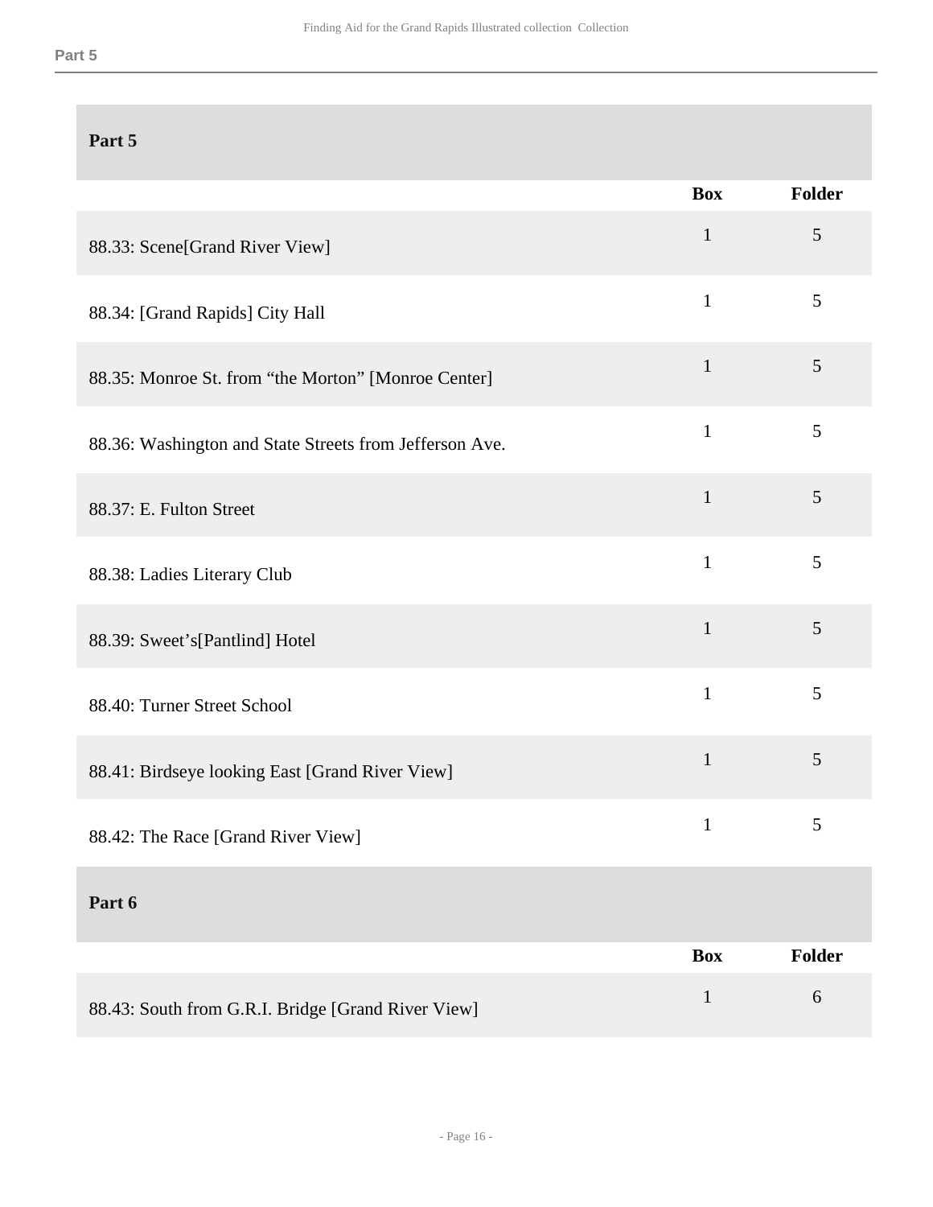## Part 5

| | Box | Folder |
|---|---|---|
| 88.33: Scene[Grand River View] | 1 | 5 |
| 88.34: [Grand Rapids] City Hall | 1 | 5 |
| 88.35: Monroe St. from “the Morton” [Monroe Center] | 1 | 5 |
| 88.36: Washington and State Streets from Jefferson Ave. | 1 | 5 |
| 88.37: E. Fulton Street | 1 | 5 |
| 88.38: Ladies Literary Club | 1 | 5 |
| 88.39: Sweet’s[Pantlind] Hotel | 1 | 5 |
| 88.40: Turner Street School | 1 | 5 |
| 88.41: Birdseye looking East [Grand River View] | 1 | 5 |
| 88.42: The Race [Grand River View] | 1 | 5 |

## Part 6

| | Box | Folder |
|---|---|---|
| 88.43: South from G.R.I. Bridge [Grand River View] | 1 | 6 |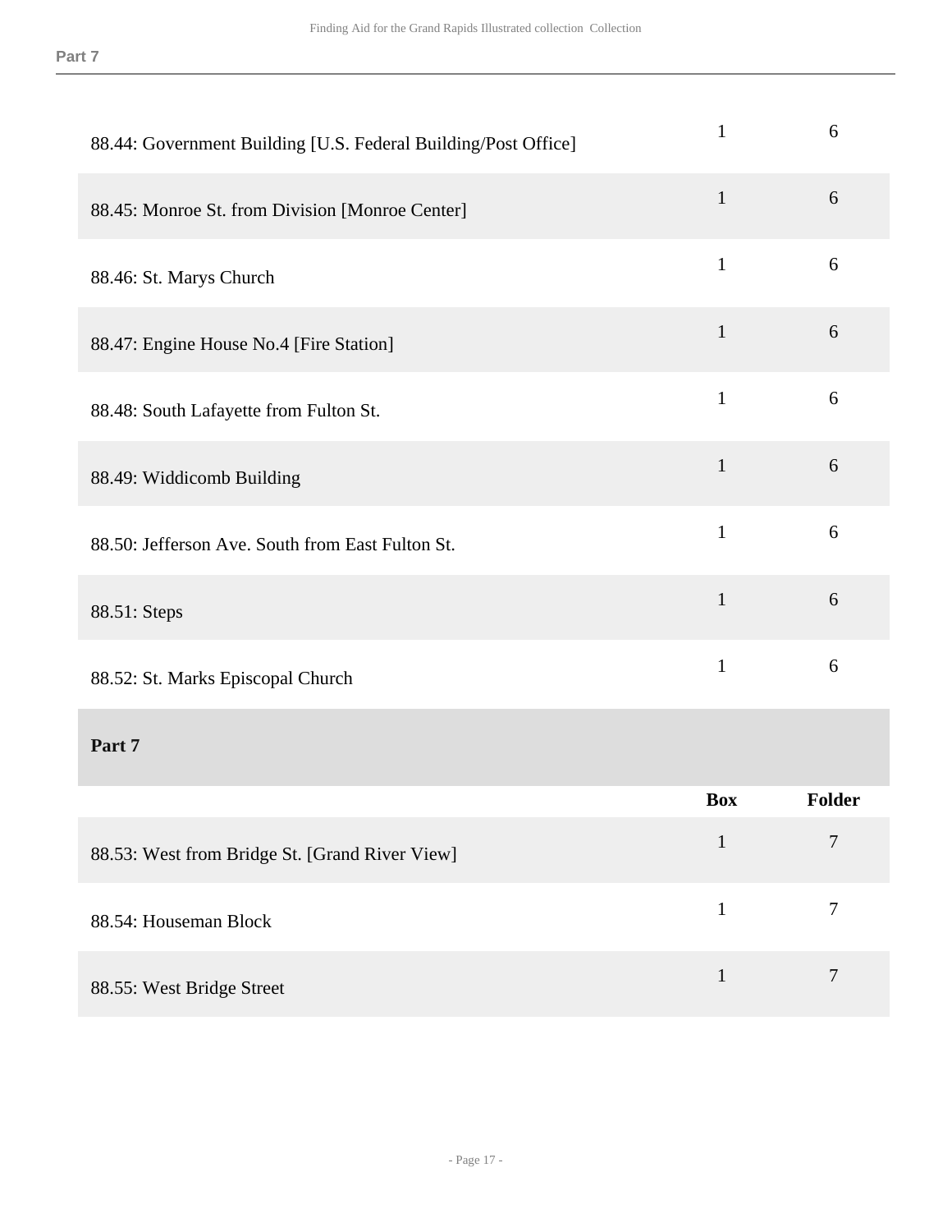| | Box | Folder |
|---|---|---|
| 88.44: Government Building [U.S. Federal Building/Post Office] | 1 | 6 |
| 88.45: Monroe St. from Division [Monroe Center] | 1 | 6 |
| 88.46: St. Marys Church | 1 | 6 |
| 88.47: Engine House No.4 [Fire Station] | 1 | 6 |
| 88.48: South Lafayette from Fulton St. | 1 | 6 |
| 88.49: Widdicomb Building | 1 | 6 |
| 88.50: Jefferson Ave. South from East Fulton St. | 1 | 6 |
| 88.51: Steps | 1 | 6 |
| 88.52: St. Marks Episcopal Church | 1 | 6 |

**Part 7**

| | Box | Folder |
|---|---|---|
| 88.53: West from Bridge St. [Grand River View] | 1 | 7 |
| 88.54: Houseman Block | 1 | 7 |
| 88.55: West Bridge Street | 1 | 7 |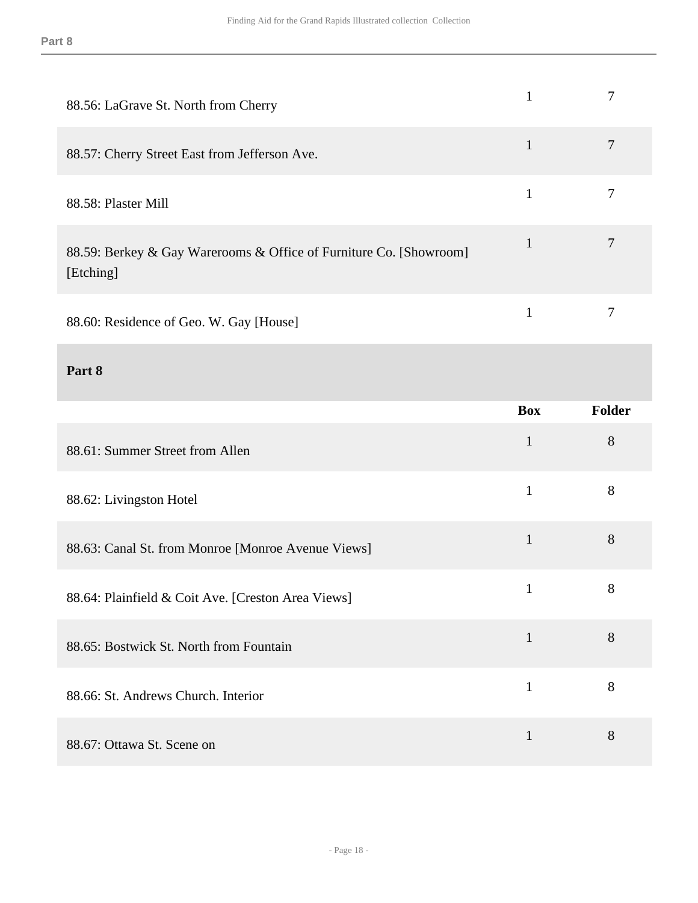| | Box | Folder |
|---|---|---|
| 88.56: LaGrave St. North from Cherry | 1 | 7 |
| 88.57: Cherry Street East from Jefferson Ave. | 1 | 7 |
| 88.58: Plaster Mill | 1 | 7 |
| 88.59: Berkey & Gay Warerooms & Office of Furniture Co. [Showroom] [Etching] | 1 | 7 |
| 88.60: Residence of Geo. W. Gay [House] | 1 | 7 |

### Part 8

| | Box | Folder |
|---|---|---|
| 88.61: Summer Street from Allen | 1 | 8 |
| 88.62: Livingston Hotel | 1 | 8 |
| 88.63: Canal St. from Monroe [Monroe Avenue Views] | 1 | 8 |
| 88.64: Plainfield & Coit Ave. [Creston Area Views] | 1 | 8 |
| 88.65: Bostwick St. North from Fountain | 1 | 8 |
| 88.66: St. Andrews Church. Interior | 1 | 8 |
| 88.67: Ottawa St. Scene on | 1 | 8 |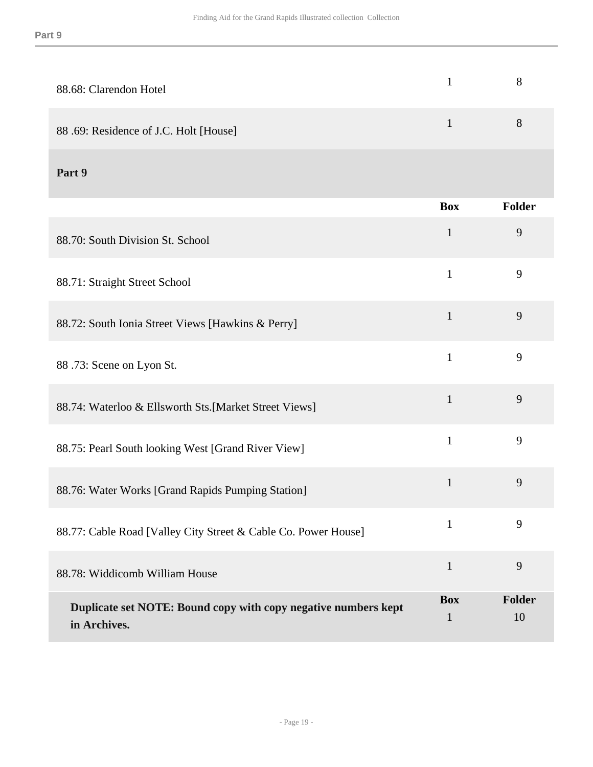| | | |
|---|---|---|
| 88.68: Clarendon Hotel | 1 | 8 |
| 88 .69: Residence of J.C. Holt [House] | 1 | 8 |

## Part 9

| | Box | Folder |
|---|---|---|
| 88.70: South Division St. School | 1 | 9 |
| 88.71: Straight Street School | 1 | 9 |
| 88.72: South Ionia Street Views [Hawkins & Perry] | 1 | 9 |
| 88 .73: Scene on Lyon St. | 1 | 9 |
| 88.74: Waterloo & Ellsworth Sts.[Market Street Views] | 1 | 9 |
| 88.75: Pearl South looking West [Grand River View] | 1 | 9 |
| 88.76: Water Works [Grand Rapids Pumping Station] | 1 | 9 |
| 88.77: Cable Road [Valley City Street & Cable Co. Power House] | 1 | 9 |
| 88.78: Widdicomb William House | 1 | 9 |

| | Box | Folder |
|---|---|---|
| **Duplicate set NOTE: Bound copy with copy negative numbers kept in Archives.** | 1 | 10 |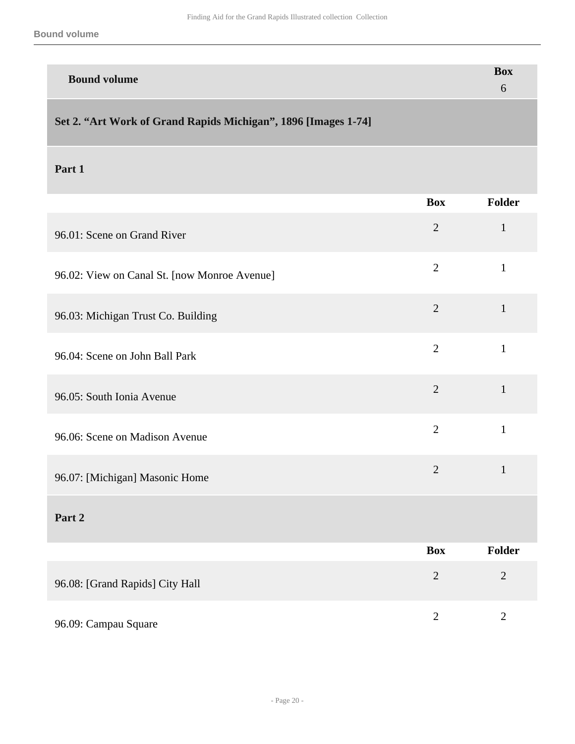| Bound volume | Box |
|---|---|
| | 6 |

## Set 2. “Art Work of Grand Rapids Michigan”, 1896 [Images 1-74]

### Part 1

| | Box | Folder |
|---|---|---|
| 96.01: Scene on Grand River | 2 | 1 |
| 96.02: View on Canal St. [now Monroe Avenue] | 2 | 1 |
| 96.03: Michigan Trust Co. Building | 2 | 1 |
| 96.04: Scene on John Ball Park | 2 | 1 |
| 96.05: South Ionia Avenue | 2 | 1 |
| 96.06: Scene on Madison Avenue | 2 | 1 |
| 96.07: [Michigan] Masonic Home | 2 | 1 |

### Part 2

| | Box | Folder |
|---|---|---|
| 96.08: [Grand Rapids] City Hall | 2 | 2 |
| 96.09: Campau Square | 2 | 2 |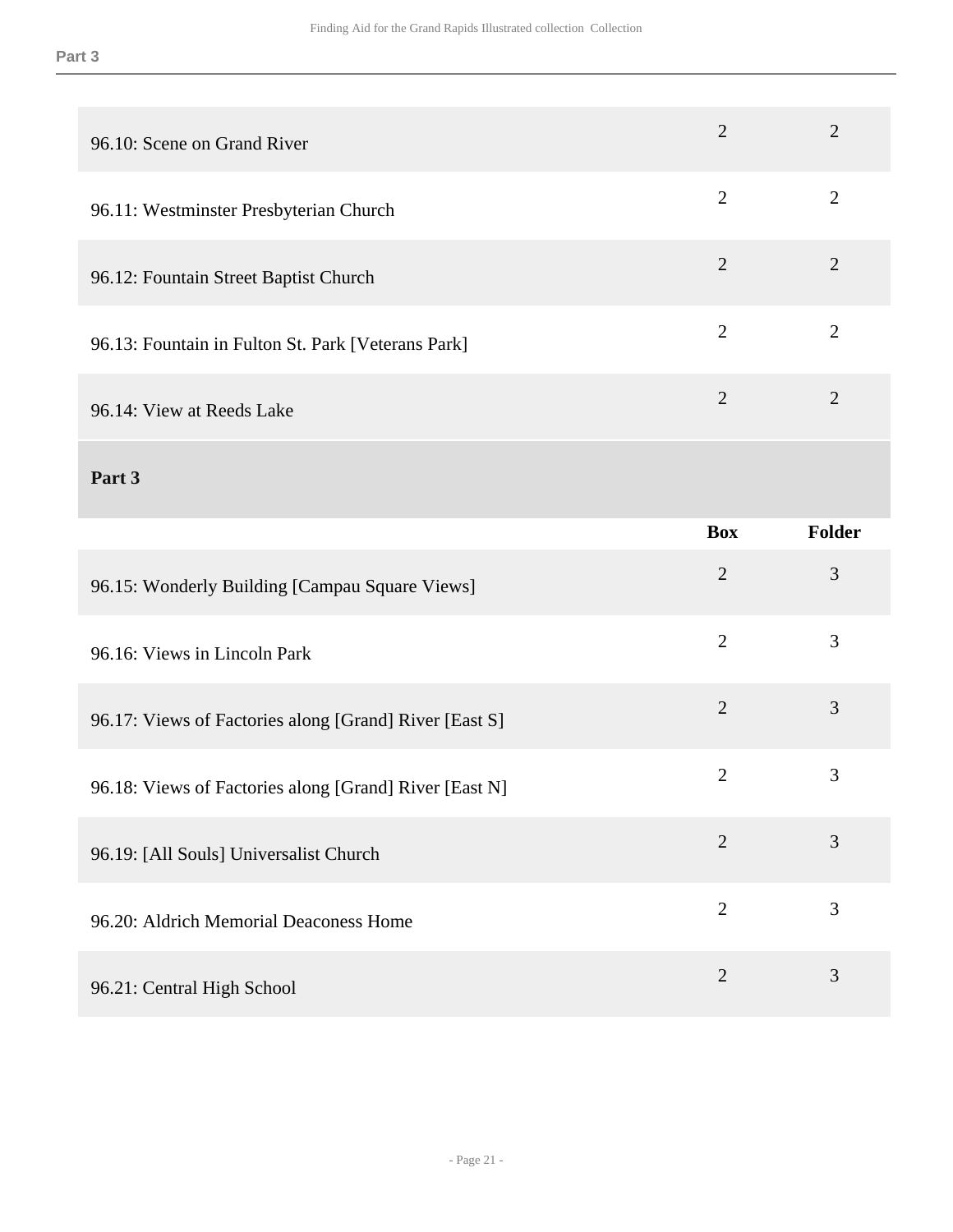| | Box | Folder |
|---|---|---|
| 96.10: Scene on Grand River | 2 | 2 |
| 96.11: Westminster Presbyterian Church | 2 | 2 |
| 96.12: Fountain Street Baptist Church | 2 | 2 |
| 96.13: Fountain in Fulton St. Park [Veterans Park] | 2 | 2 |
| 96.14: View at Reeds Lake | 2 | 2 |

### Part 3

| | Box | Folder |
|---|---|---|
| 96.15: Wonderly Building [Campau Square Views] | 2 | 3 |
| 96.16: Views in Lincoln Park | 2 | 3 |
| 96.17: Views of Factories along [Grand] River [East S] | 2 | 3 |
| 96.18: Views of Factories along [Grand] River [East N] | 2 | 3 |
| 96.19: [All Souls] Universalist Church | 2 | 3 |
| 96.20: Aldrich Memorial Deaconess Home | 2 | 3 |
| 96.21: Central High School | 2 | 3 |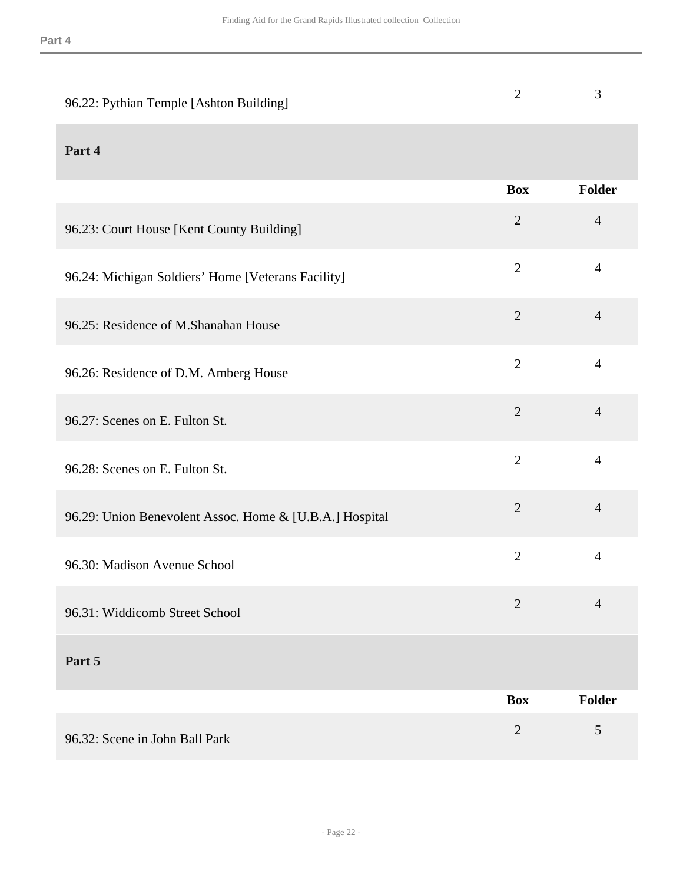| | | |
|---|---|---|
| 96.22: Pythian Temple [Ashton Building] | 2 | 3 |

## Part 4

| | Box | Folder |
|---|---|---|
| 96.23: Court House [Kent County Building] | 2 | 4 |
| 96.24: Michigan Soldiers' Home [Veterans Facility] | 2 | 4 |
| 96.25: Residence of M.Shanahan House | 2 | 4 |
| 96.26: Residence of D.M. Amberg House | 2 | 4 |
| 96.27: Scenes on E. Fulton St. | 2 | 4 |
| 96.28: Scenes on E. Fulton St. | 2 | 4 |
| 96.29: Union Benevolent Assoc. Home & [U.B.A.] Hospital | 2 | 4 |
| 96.30: Madison Avenue School | 2 | 4 |
| 96.31: Widdicomb Street School | 2 | 4 |

## Part 5

| | Box | Folder |
|---|---|---|
| 96.32: Scene in John Ball Park | 2 | 5 |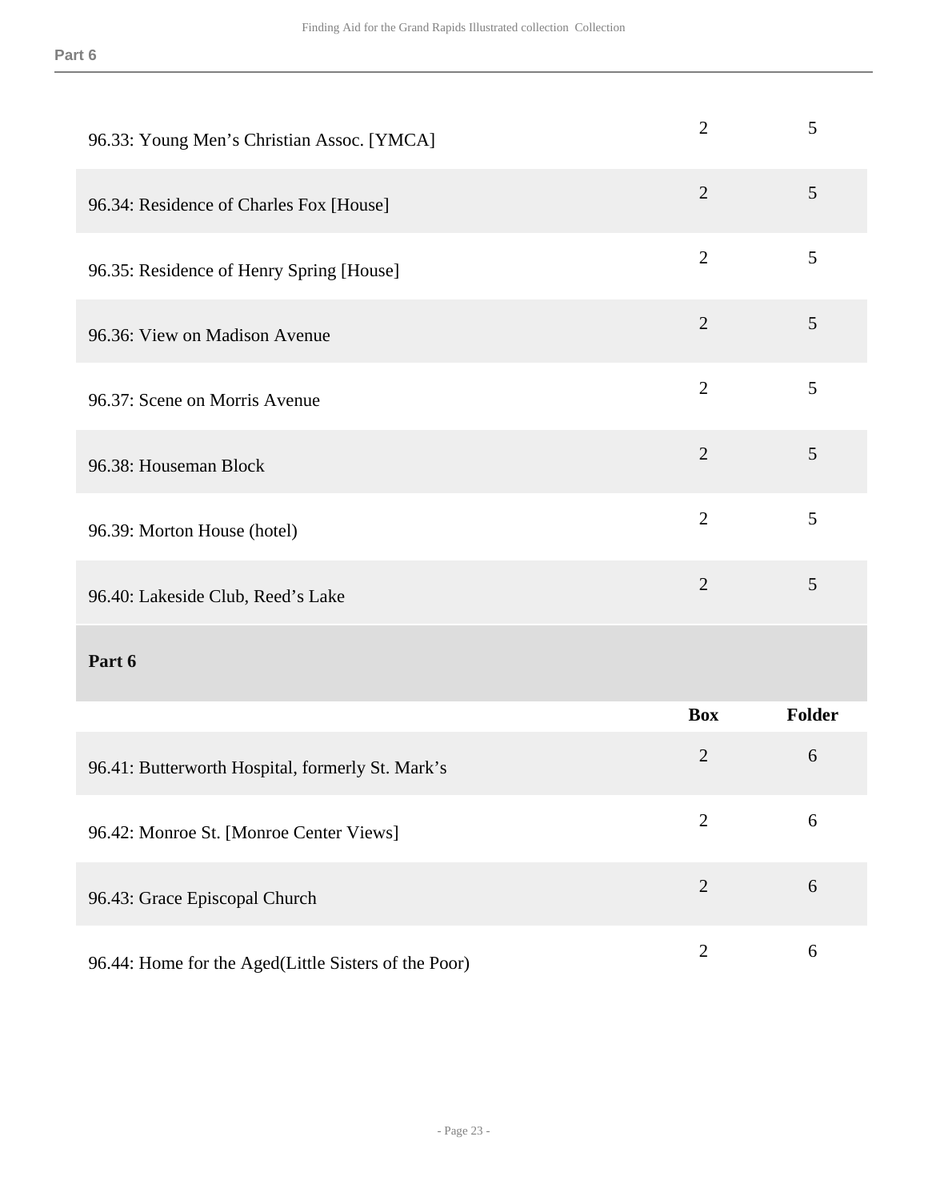| | | |
|---|---|---|
| 96.33: Young Men’s Christian Assoc. [YMCA] | 2 | 5 |
| 96.34: Residence of Charles Fox [House] | 2 | 5 |
| 96.35: Residence of Henry Spring [House] | 2 | 5 |
| 96.36: View on Madison Avenue | 2 | 5 |
| 96.37: Scene on Morris Avenue | 2 | 5 |
| 96.38: Houseman Block | 2 | 5 |
| 96.39: Morton House (hotel) | 2 | 5 |
| 96.40: Lakeside Club, Reed’s Lake | 2 | 5 |

### Part 6

| | Box | Folder |
|---|---|---|
| 96.41: Butterworth Hospital, formerly St. Mark’s | 2 | 6 |
| 96.42: Monroe St. [Monroe Center Views] | 2 | 6 |
| 96.43: Grace Episcopal Church | 2 | 6 |
| 96.44: Home for the Aged(Little Sisters of the Poor) | 2 | 6 |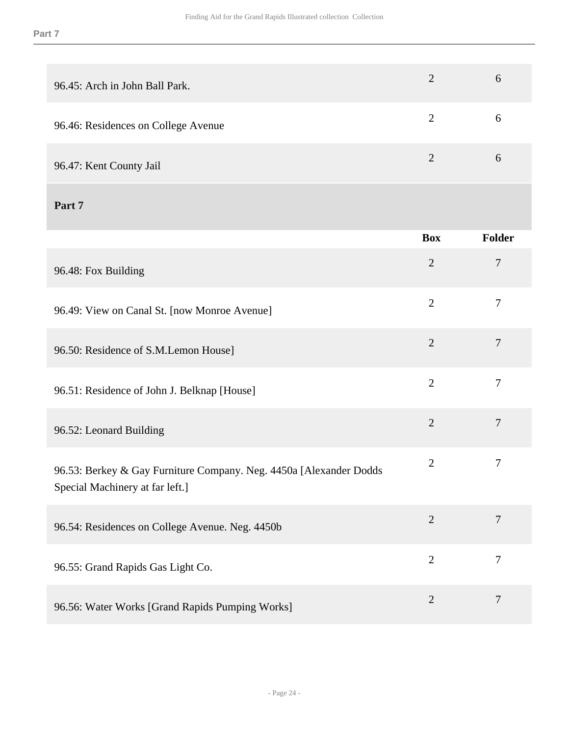| | Box | Folder |
|---|---|---|
| 96.45: Arch in John Ball Park. | 2 | 6 |
| 96.46: Residences on College Avenue | 2 | 6 |
| 96.47: Kent County Jail | 2 | 6 |

**Part 7**

| | Box | Folder |
|---|---|---|
| 96.48: Fox Building | 2 | 7 |
| 96.49: View on Canal St. [now Monroe Avenue] | 2 | 7 |
| 96.50: Residence of S.M.Lemon House] | 2 | 7 |
| 96.51: Residence of John J. Belknap [House] | 2 | 7 |
| 96.52: Leonard Building | 2 | 7 |
| 96.53: Berkey & Gay Furniture Company. Neg. 4450a [Alexander Dodds Special Machinery at far left.] | 2 | 7 |
| 96.54: Residences on College Avenue. Neg. 4450b | 2 | 7 |
| 96.55: Grand Rapids Gas Light Co. | 2 | 7 |
| 96.56: Water Works [Grand Rapids Pumping Works] | 2 | 7 |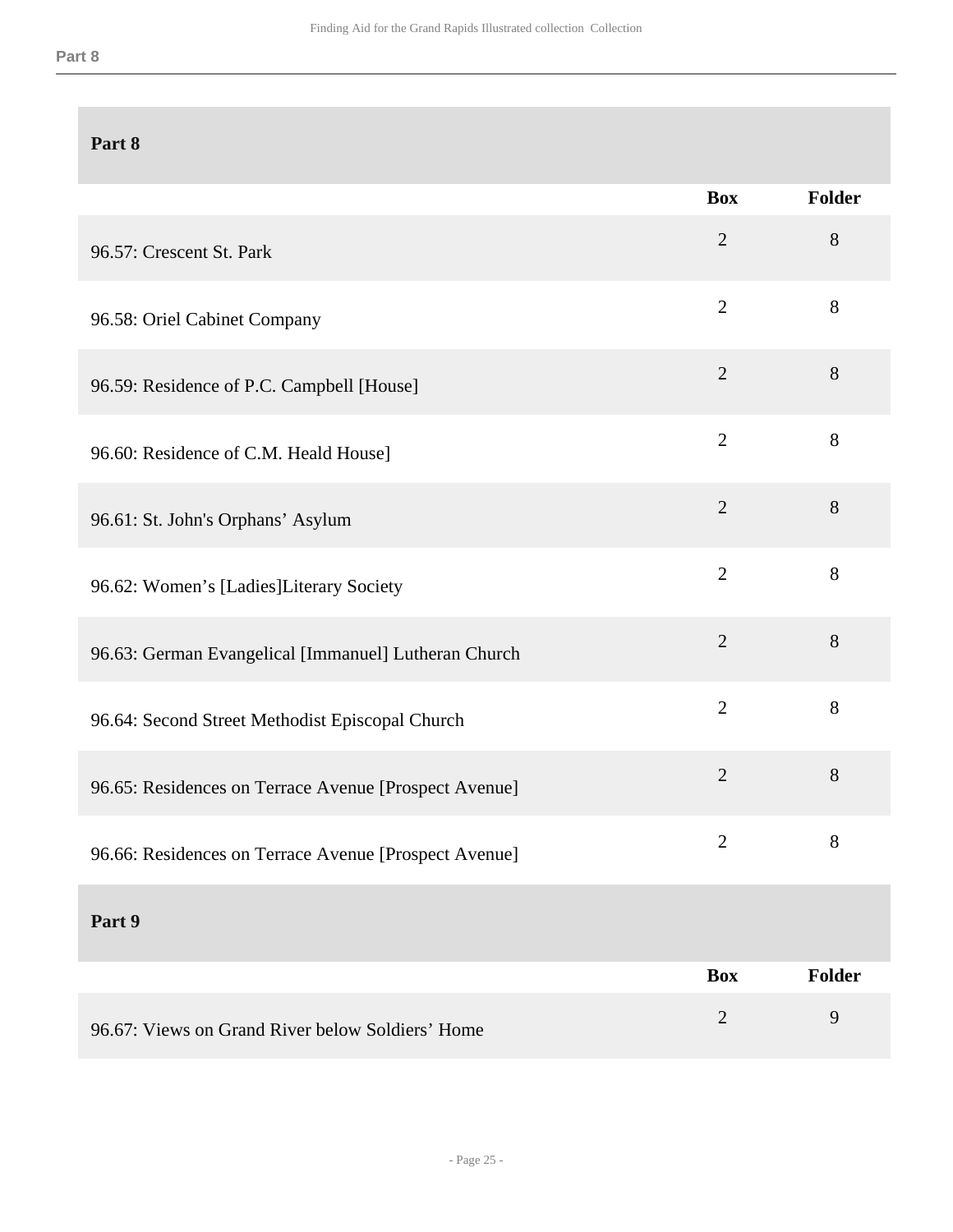## Part 8

| | Box | Folder |
|---|---|---|
| 96.57: Crescent St. Park | 2 | 8 |
| 96.58: Oriel Cabinet Company | 2 | 8 |
| 96.59: Residence of P.C. Campbell [House] | 2 | 8 |
| 96.60: Residence of C.M. Heald House] | 2 | 8 |
| 96.61: St. John's Orphans' Asylum | 2 | 8 |
| 96.62: Women's [Ladies]Literary Society | 2 | 8 |
| 96.63: German Evangelical [Immanuel] Lutheran Church | 2 | 8 |
| 96.64: Second Street Methodist Episcopal Church | 2 | 8 |
| 96.65: Residences on Terrace Avenue [Prospect Avenue] | 2 | 8 |
| 96.66: Residences on Terrace Avenue [Prospect Avenue] | 2 | 8 |

## Part 9

| | Box | Folder |
|---|---|---|
| 96.67: Views on Grand River below Soldiers' Home | 2 | 9 |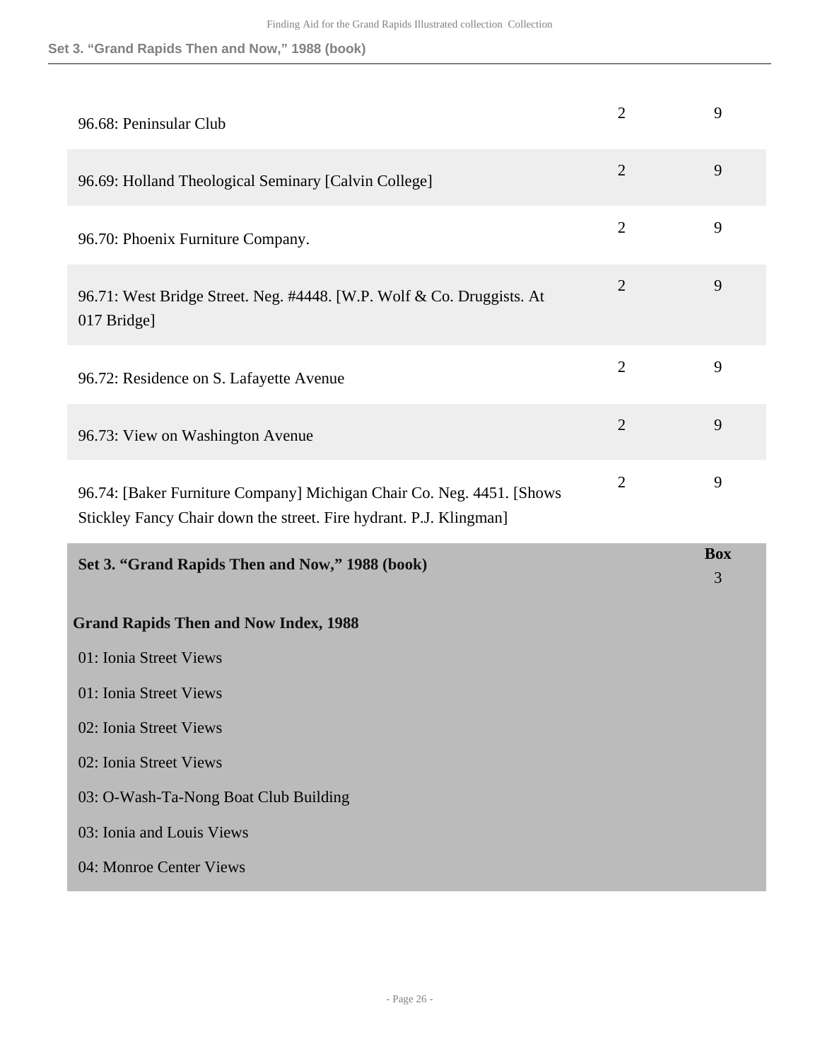| | | |
|---|---|---|
| 96.68: Peninsular Club | 2 | 9 |
| 96.69: Holland Theological Seminary [Calvin College] | 2 | 9 |
| 96.70: Phoenix Furniture Company. | 2 | 9 |
| 96.71: West Bridge Street. Neg. #4448. [W.P. Wolf & Co. Druggists. At 017 Bridge] | 2 | 9 |
| 96.72: Residence on S. Lafayette Avenue | 2 | 9 |
| 96.73: View on Washington Avenue | 2 | 9 |
| 96.74: [Baker Furniture Company] Michigan Chair Co. Neg. 4451. [Shows Stickley Fancy Chair down the street. Fire hydrant. P.J. Klingman] | 2 | 9 |

## Set 3. "Grand Rapids Then and Now," 1988 (book)

**Box** 3

### Grand Rapids Then and Now Index, 1988

01: Ionia Street Views

01: Ionia Street Views

02: Ionia Street Views

02: Ionia Street Views

03: O-Wash-Ta-Nong Boat Club Building

03: Ionia and Louis Views

04: Monroe Center Views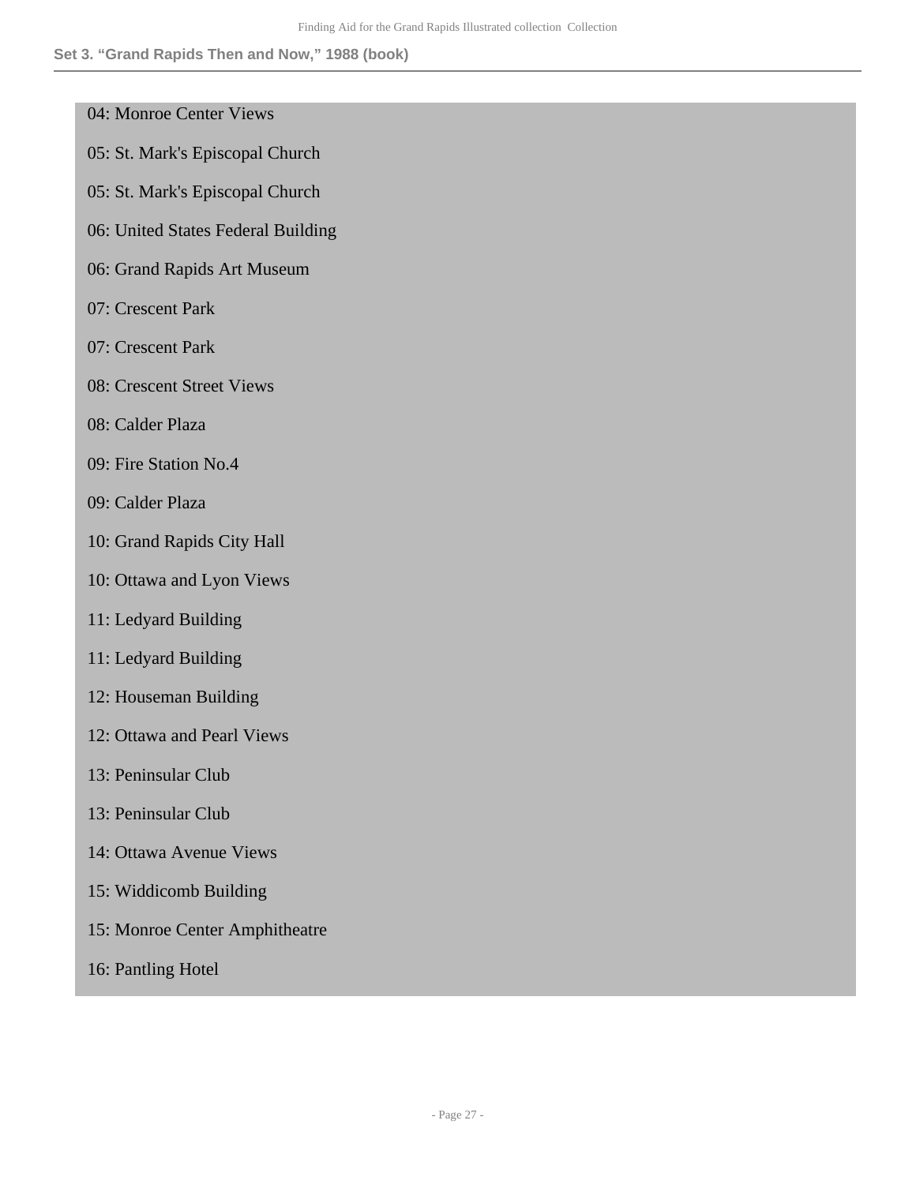04: Monroe Center Views

05: St. Mark's Episcopal Church

05: St. Mark's Episcopal Church

06: United States Federal Building

06: Grand Rapids Art Museum

07: Crescent Park

07: Crescent Park

08: Crescent Street Views

08: Calder Plaza

09: Fire Station No.4

09: Calder Plaza

10: Grand Rapids City Hall

10: Ottawa and Lyon Views

11: Ledyard Building

11: Ledyard Building

12: Houseman Building

12: Ottawa and Pearl Views

13: Peninsular Club

13: Peninsular Club

14: Ottawa Avenue Views

15: Widdicomb Building

15: Monroe Center Amphitheatre

16: Pantling Hotel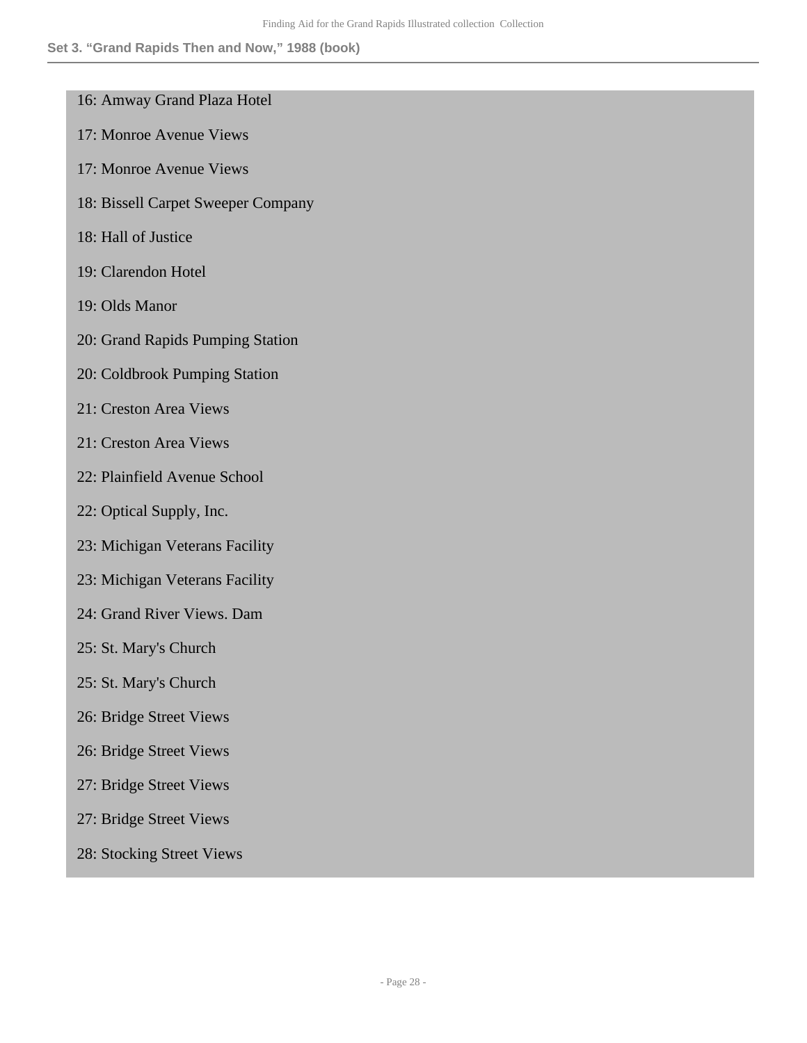## Set 3. "Grand Rapids Then and Now," 1988 (book)

16: Amway Grand Plaza Hotel

17: Monroe Avenue Views

17: Monroe Avenue Views

18: Bissell Carpet Sweeper Company

18: Hall of Justice

19: Clarendon Hotel

19: Olds Manor

20: Grand Rapids Pumping Station

20: Coldbrook Pumping Station

21: Creston Area Views

21: Creston Area Views

22: Plainfield Avenue School

22: Optical Supply, Inc.

23: Michigan Veterans Facility

23: Michigan Veterans Facility

24: Grand River Views. Dam

25: St. Mary's Church

25: St. Mary's Church

26: Bridge Street Views

26: Bridge Street Views

27: Bridge Street Views

27: Bridge Street Views

28: Stocking Street Views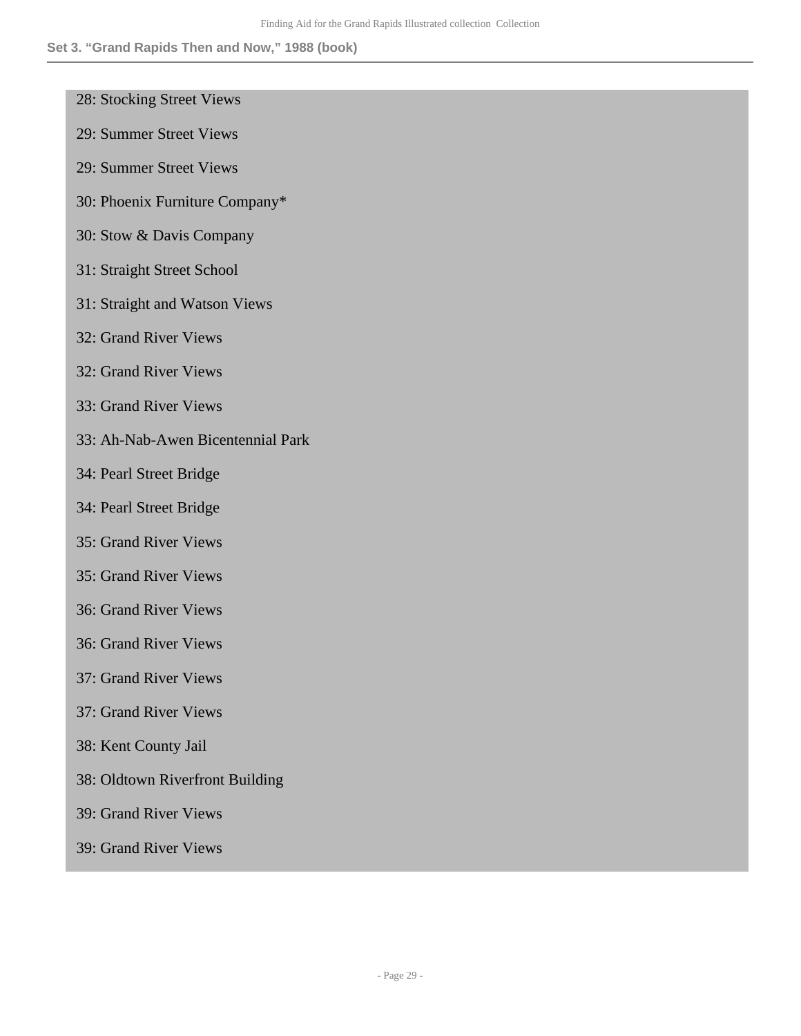Set 3. “Grand Rapids Then and Now,” 1988 (book)

28: Stocking Street Views

29: Summer Street Views

29: Summer Street Views

30: Phoenix Furniture Company*

30: Stow & Davis Company

31: Straight Street School

31: Straight and Watson Views

32: Grand River Views

32: Grand River Views

33: Grand River Views

33: Ah-Nab-Awen Bicentennial Park

34: Pearl Street Bridge

34: Pearl Street Bridge

35: Grand River Views

35: Grand River Views

36: Grand River Views

36: Grand River Views

37: Grand River Views

37: Grand River Views

38: Kent County Jail

38: Oldtown Riverfront Building

39: Grand River Views

39: Grand River Views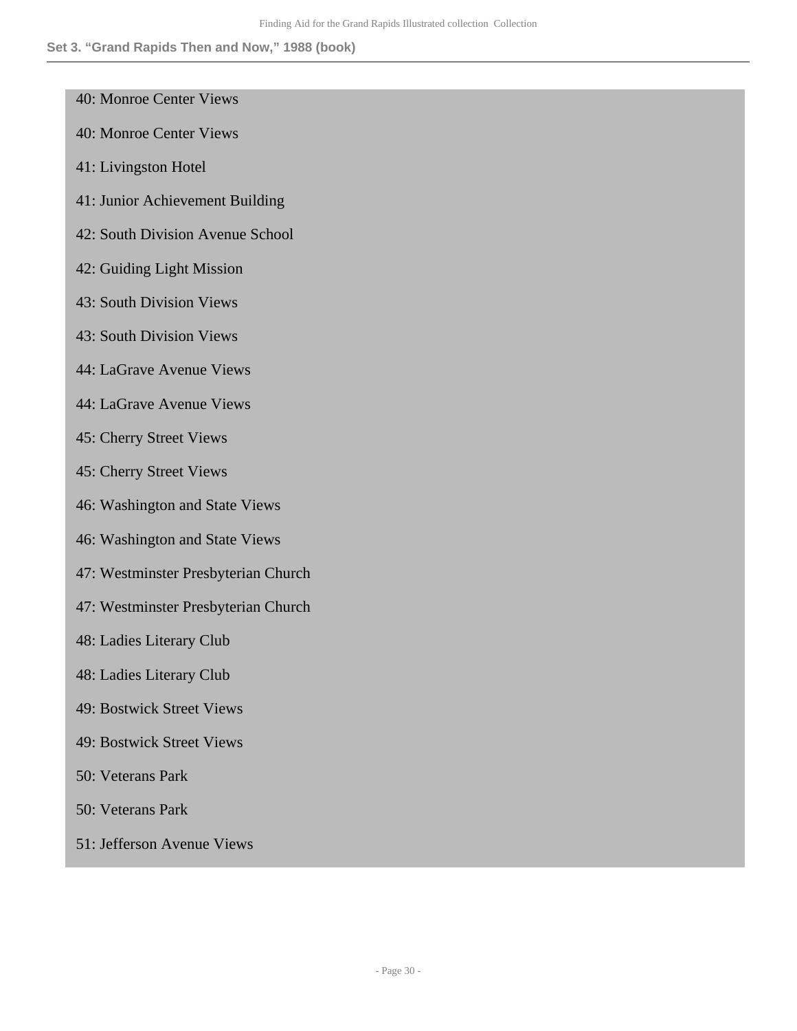## Set 3. "Grand Rapids Then and Now," 1988 (book)

40: Monroe Center Views

40: Monroe Center Views

41: Livingston Hotel

41: Junior Achievement Building

42: South Division Avenue School

42: Guiding Light Mission

43: South Division Views

43: South Division Views

44: LaGrave Avenue Views

44: LaGrave Avenue Views

45: Cherry Street Views

45: Cherry Street Views

46: Washington and State Views

46: Washington and State Views

47: Westminster Presbyterian Church

47: Westminster Presbyterian Church

48: Ladies Literary Club

48: Ladies Literary Club

49: Bostwick Street Views

49: Bostwick Street Views

50: Veterans Park

50: Veterans Park

51: Jefferson Avenue Views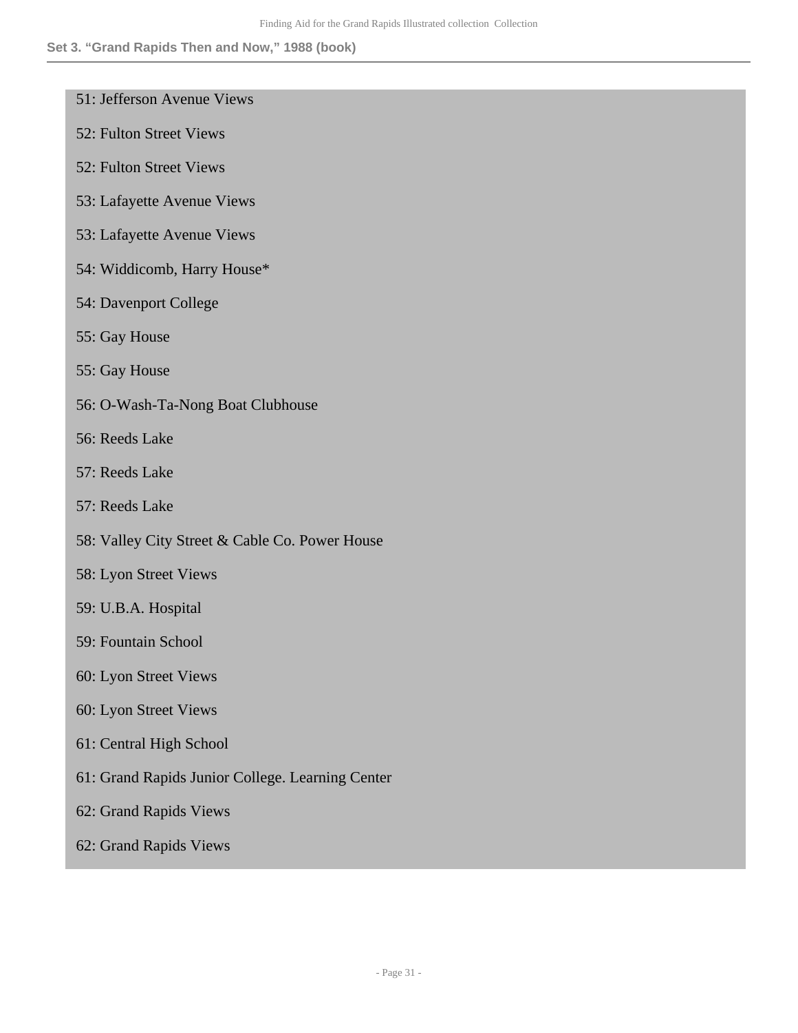### Set 3. "Grand Rapids Then and Now," 1988 (book)

- 51: Jefferson Avenue Views
- 52: Fulton Street Views
- 52: Fulton Street Views
- 53: Lafayette Avenue Views
- 53: Lafayette Avenue Views
- 54: Widdicomb, Harry House*
- 54: Davenport College
- 55: Gay House
- 55: Gay House
- 56: O-Wash-Ta-Nong Boat Clubhouse
- 56: Reeds Lake
- 57: Reeds Lake
- 57: Reeds Lake
- 58: Valley City Street & Cable Co. Power House
- 58: Lyon Street Views
- 59: U.B.A. Hospital
- 59: Fountain School
- 60: Lyon Street Views
- 60: Lyon Street Views
- 61: Central High School
- 61: Grand Rapids Junior College. Learning Center
- 62: Grand Rapids Views
- 62: Grand Rapids Views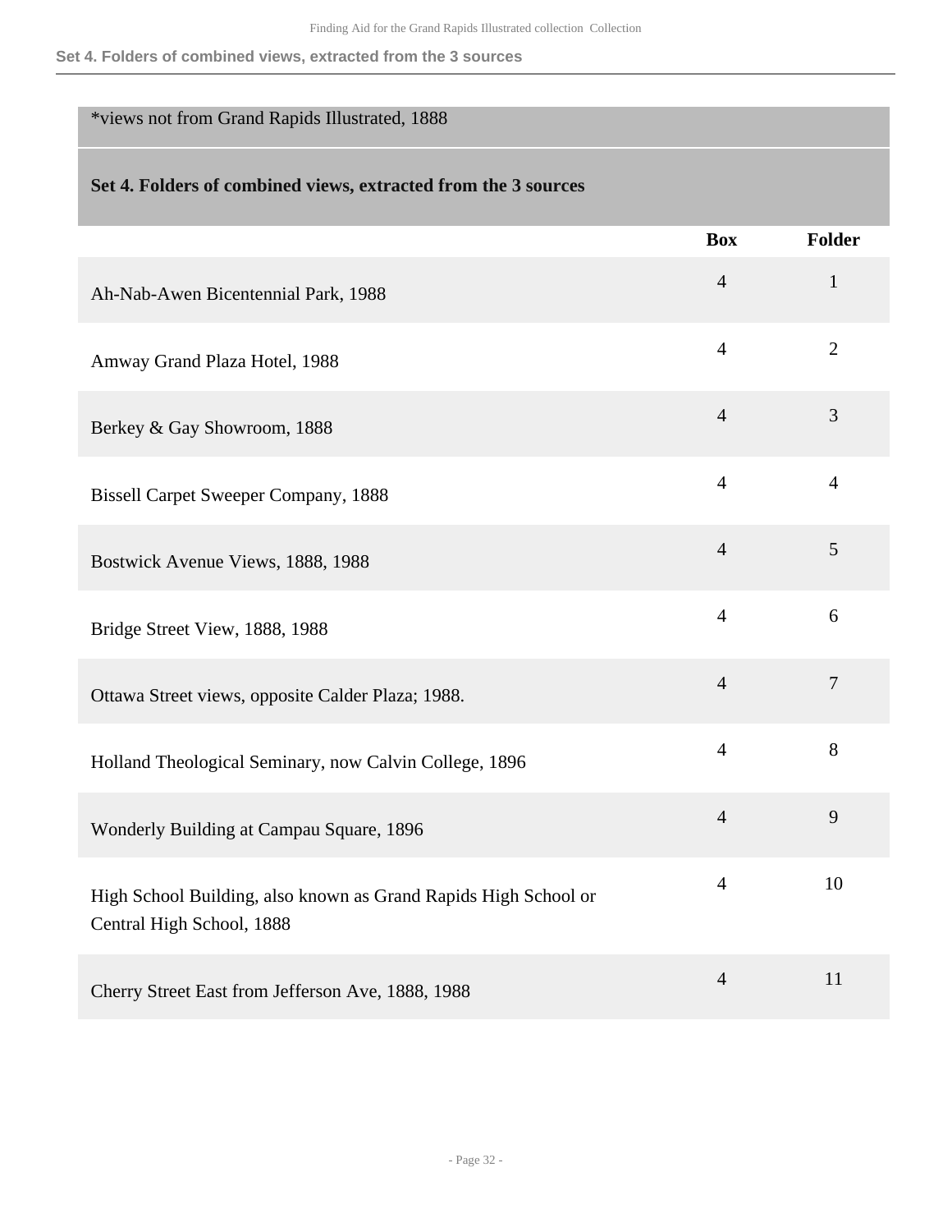*views not from Grand Rapids Illustrated, 1888

## Set 4. Folders of combined views, extracted from the 3 sources

| | Box | Folder |
|---|---|---|
| Ah-Nab-Awen Bicentennial Park, 1988 | 4 | 1 |
| Amway Grand Plaza Hotel, 1988 | 4 | 2 |
| Berkey & Gay Showroom, 1888 | 4 | 3 |
| Bissell Carpet Sweeper Company, 1888 | 4 | 4 |
| Bostwick Avenue Views, 1888, 1988 | 4 | 5 |
| Bridge Street View, 1888, 1988 | 4 | 6 |
| Ottawa Street views, opposite Calder Plaza; 1988. | 4 | 7 |
| Holland Theological Seminary, now Calvin College, 1896 | 4 | 8 |
| Wonderly Building at Campau Square, 1896 | 4 | 9 |
| High School Building, also known as Grand Rapids High School or Central High School, 1888 | 4 | 10 |
| Cherry Street East from Jefferson Ave, 1888, 1988 | 4 | 11 |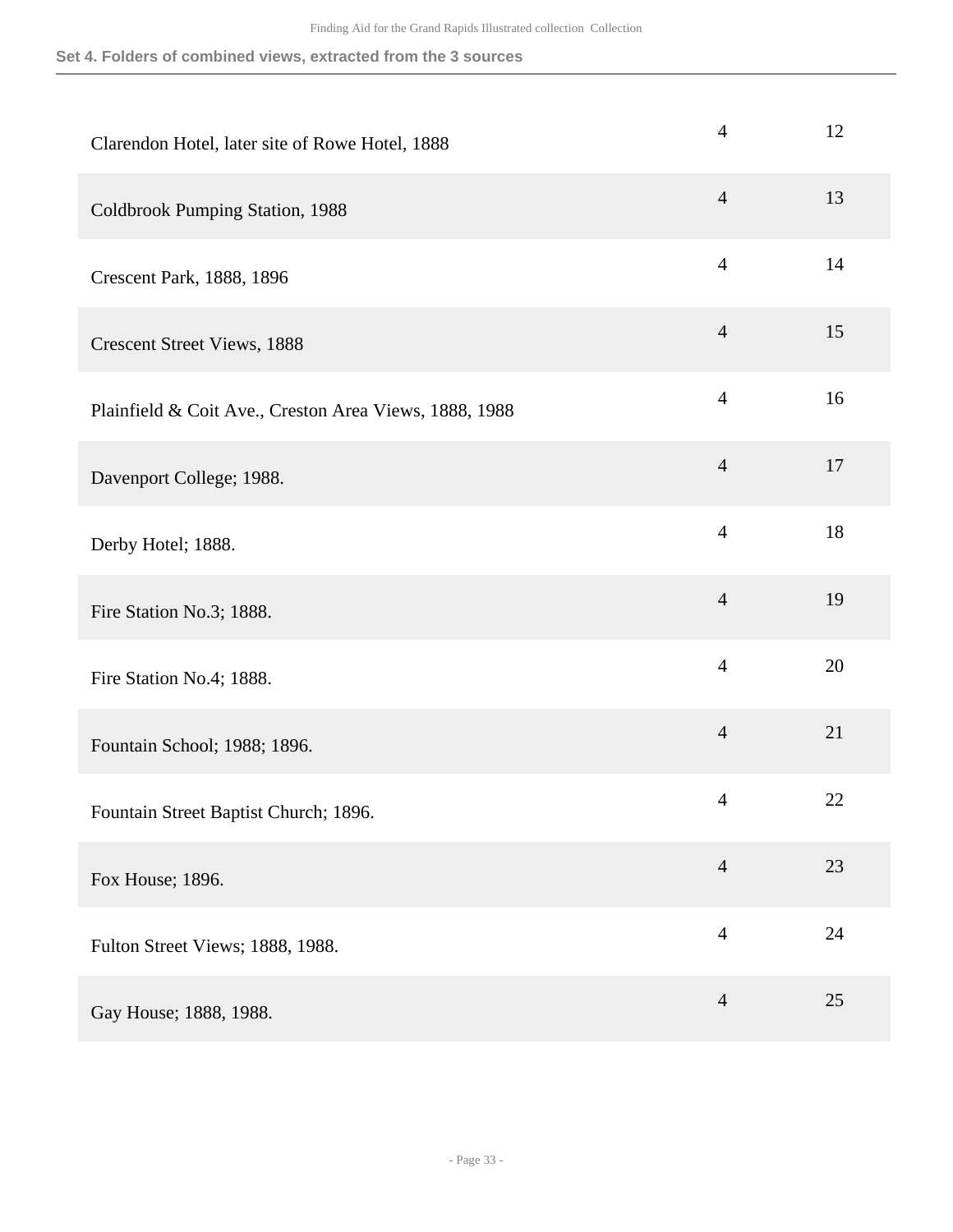### Set 4. Folders of combined views, extracted from the 3 sources

| Title | Box | Folder |
| --- | --- | --- |
| Clarendon Hotel, later site of Rowe Hotel, 1888 | 4 | 12 |
| Coldbrook Pumping Station, 1988 | 4 | 13 |
| Crescent Park, 1888, 1896 | 4 | 14 |
| Crescent Street Views, 1888 | 4 | 15 |
| Plainfield & Coit Ave., Creston Area Views, 1888, 1988 | 4 | 16 |
| Davenport College; 1988. | 4 | 17 |
| Derby Hotel; 1888. | 4 | 18 |
| Fire Station No.3; 1888. | 4 | 19 |
| Fire Station No.4; 1888. | 4 | 20 |
| Fountain School; 1988; 1896. | 4 | 21 |
| Fountain Street Baptist Church; 1896. | 4 | 22 |
| Fox House; 1896. | 4 | 23 |
| Fulton Street Views; 1888, 1988. | 4 | 24 |
| Gay House; 1888, 1988. | 4 | 25 |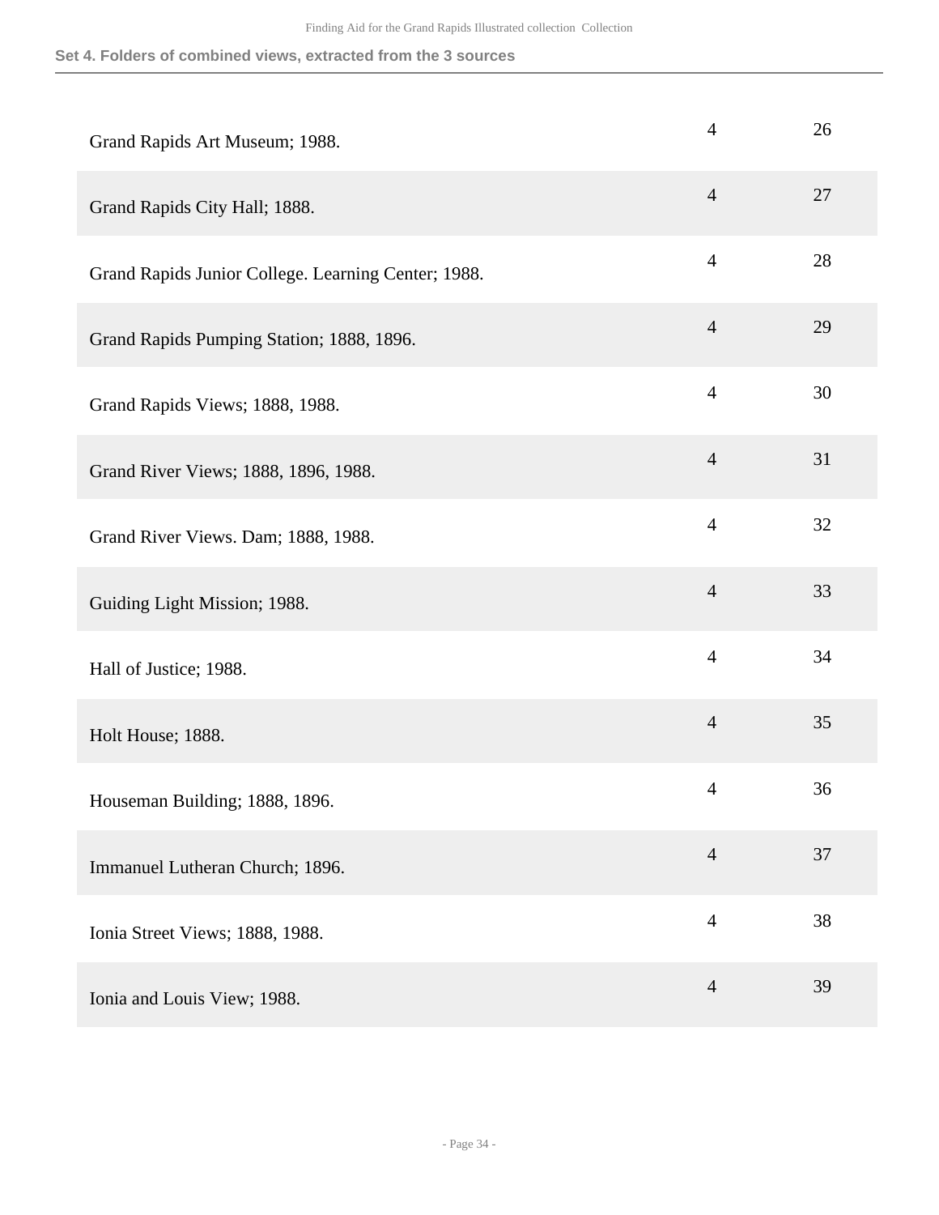### Set 4. Folders of combined views, extracted from the 3 sources

| | | |
|---|---|---|
| Grand Rapids Art Museum; 1988. | 4 | 26 |
| Grand Rapids City Hall; 1888. | 4 | 27 |
| Grand Rapids Junior College. Learning Center; 1988. | 4 | 28 |
| Grand Rapids Pumping Station; 1888, 1896. | 4 | 29 |
| Grand Rapids Views; 1888, 1988. | 4 | 30 |
| Grand River Views; 1888, 1896, 1988. | 4 | 31 |
| Grand River Views. Dam; 1888, 1988. | 4 | 32 |
| Guiding Light Mission; 1988. | 4 | 33 |
| Hall of Justice; 1988. | 4 | 34 |
| Holt House; 1888. | 4 | 35 |
| Houseman Building; 1888, 1896. | 4 | 36 |
| Immanuel Lutheran Church; 1896. | 4 | 37 |
| Ionia Street Views; 1888, 1988. | 4 | 38 |
| Ionia and Louis View; 1988. | 4 | 39 |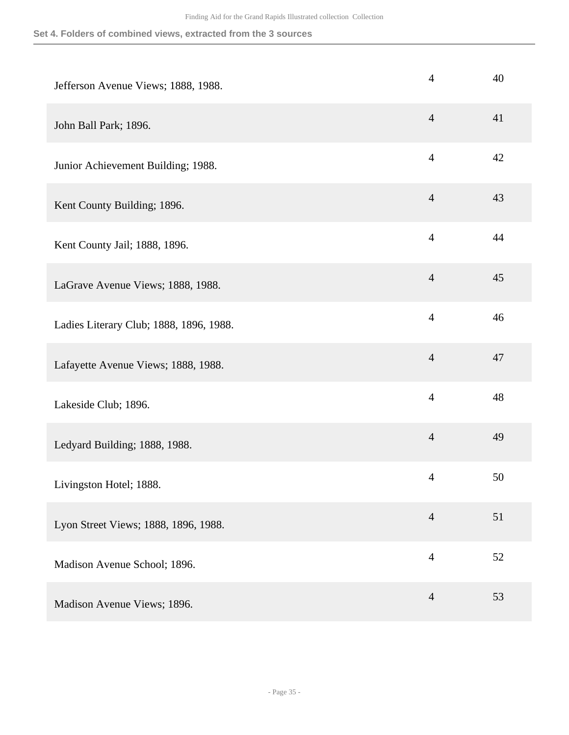### Set 4. Folders of combined views, extracted from the 3 sources

| | | |
|---|---|---|
| Jefferson Avenue Views; 1888, 1988. | 4 | 40 |
| John Ball Park; 1896. | 4 | 41 |
| Junior Achievement Building; 1988. | 4 | 42 |
| Kent County Building; 1896. | 4 | 43 |
| Kent County Jail; 1888, 1896. | 4 | 44 |
| LaGrave Avenue Views; 1888, 1988. | 4 | 45 |
| Ladies Literary Club; 1888, 1896, 1988. | 4 | 46 |
| Lafayette Avenue Views; 1888, 1988. | 4 | 47 |
| Lakeside Club; 1896. | 4 | 48 |
| Ledyard Building; 1888, 1988. | 4 | 49 |
| Livingston Hotel; 1888. | 4 | 50 |
| Lyon Street Views; 1888, 1896, 1988. | 4 | 51 |
| Madison Avenue School; 1896. | 4 | 52 |
| Madison Avenue Views; 1896. | 4 | 53 |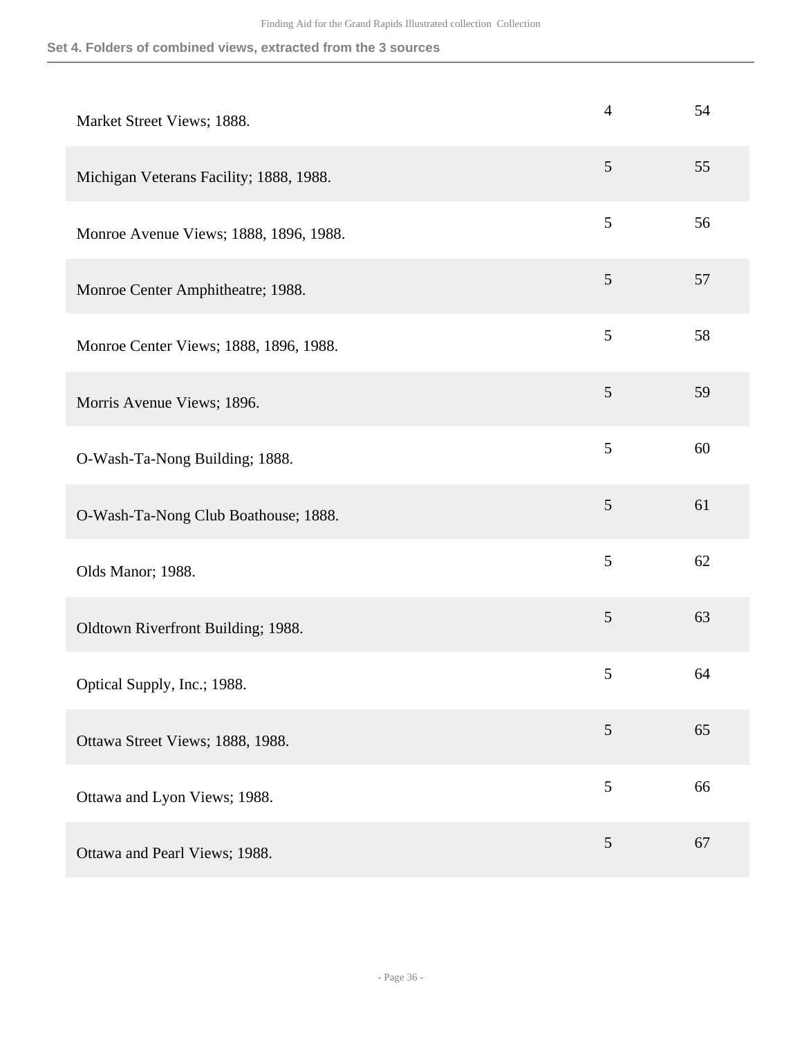### Set 4. Folders of combined views, extracted from the 3 sources

| | | |
|---|---|---|
| Market Street Views; 1888. | 4 | 54 |
| Michigan Veterans Facility; 1888, 1988. | 5 | 55 |
| Monroe Avenue Views; 1888, 1896, 1988. | 5 | 56 |
| Monroe Center Amphitheatre; 1988. | 5 | 57 |
| Monroe Center Views; 1888, 1896, 1988. | 5 | 58 |
| Morris Avenue Views; 1896. | 5 | 59 |
| O-Wash-Ta-Nong Building; 1888. | 5 | 60 |
| O-Wash-Ta-Nong Club Boathouse; 1888. | 5 | 61 |
| Olds Manor; 1988. | 5 | 62 |
| Oldtown Riverfront Building; 1988. | 5 | 63 |
| Optical Supply, Inc.; 1988. | 5 | 64 |
| Ottawa Street Views; 1888, 1988. | 5 | 65 |
| Ottawa and Lyon Views; 1988. | 5 | 66 |
| Ottawa and Pearl Views; 1988. | 5 | 67 |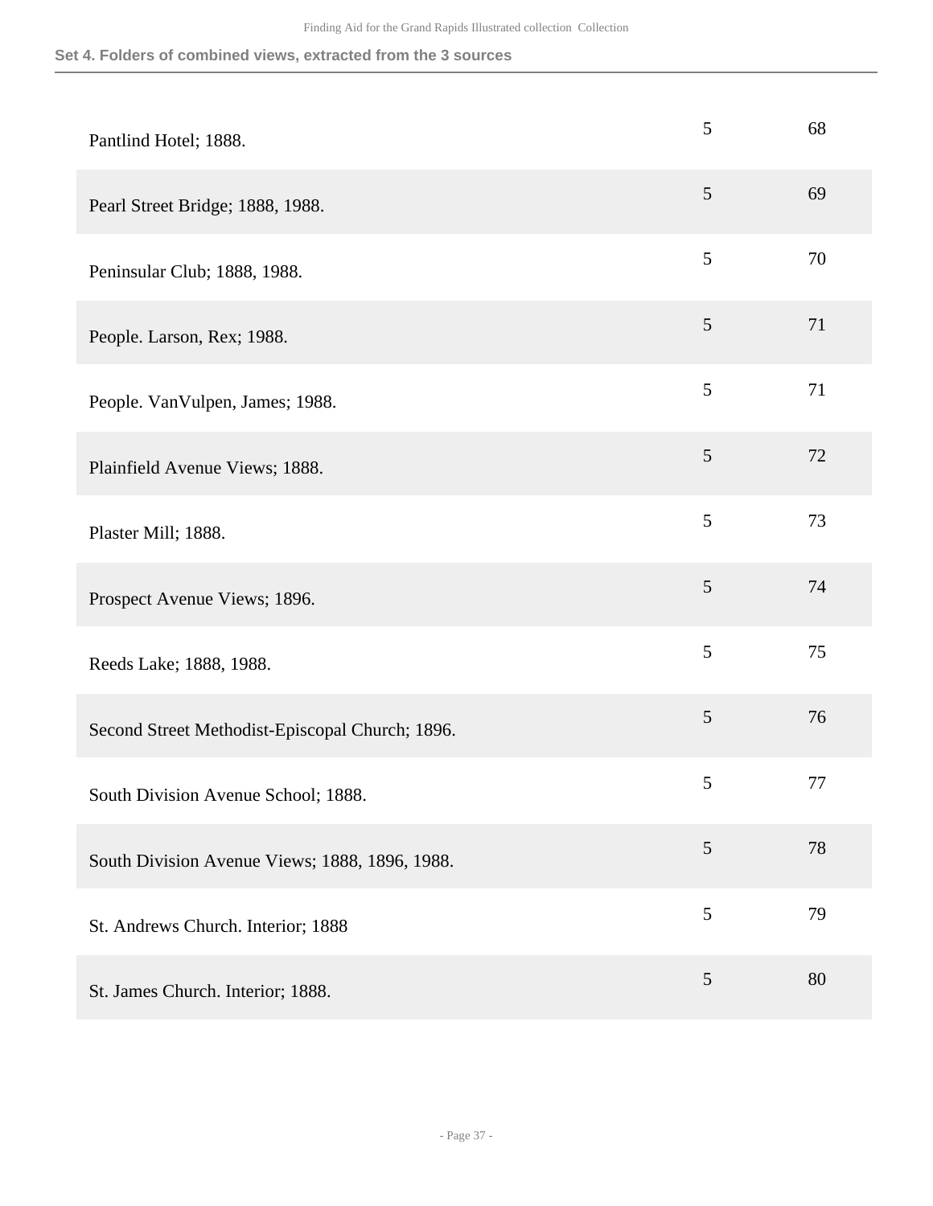### Set 4. Folders of combined views, extracted from the 3 sources

| | | |
|---|---|---|
| Pantlind Hotel; 1888. | 5 | 68 |
| Pearl Street Bridge; 1888, 1988. | 5 | 69 |
| Peninsular Club; 1888, 1988. | 5 | 70 |
| People. Larson, Rex; 1988. | 5 | 71 |
| People. VanVulpen, James; 1988. | 5 | 71 |
| Plainfield Avenue Views; 1888. | 5 | 72 |
| Plaster Mill; 1888. | 5 | 73 |
| Prospect Avenue Views; 1896. | 5 | 74 |
| Reeds Lake; 1888, 1988. | 5 | 75 |
| Second Street Methodist-Episcopal Church; 1896. | 5 | 76 |
| South Division Avenue School; 1888. | 5 | 77 |
| South Division Avenue Views; 1888, 1896, 1988. | 5 | 78 |
| St. Andrews Church. Interior; 1888 | 5 | 79 |
| St. James Church. Interior; 1888. | 5 | 80 |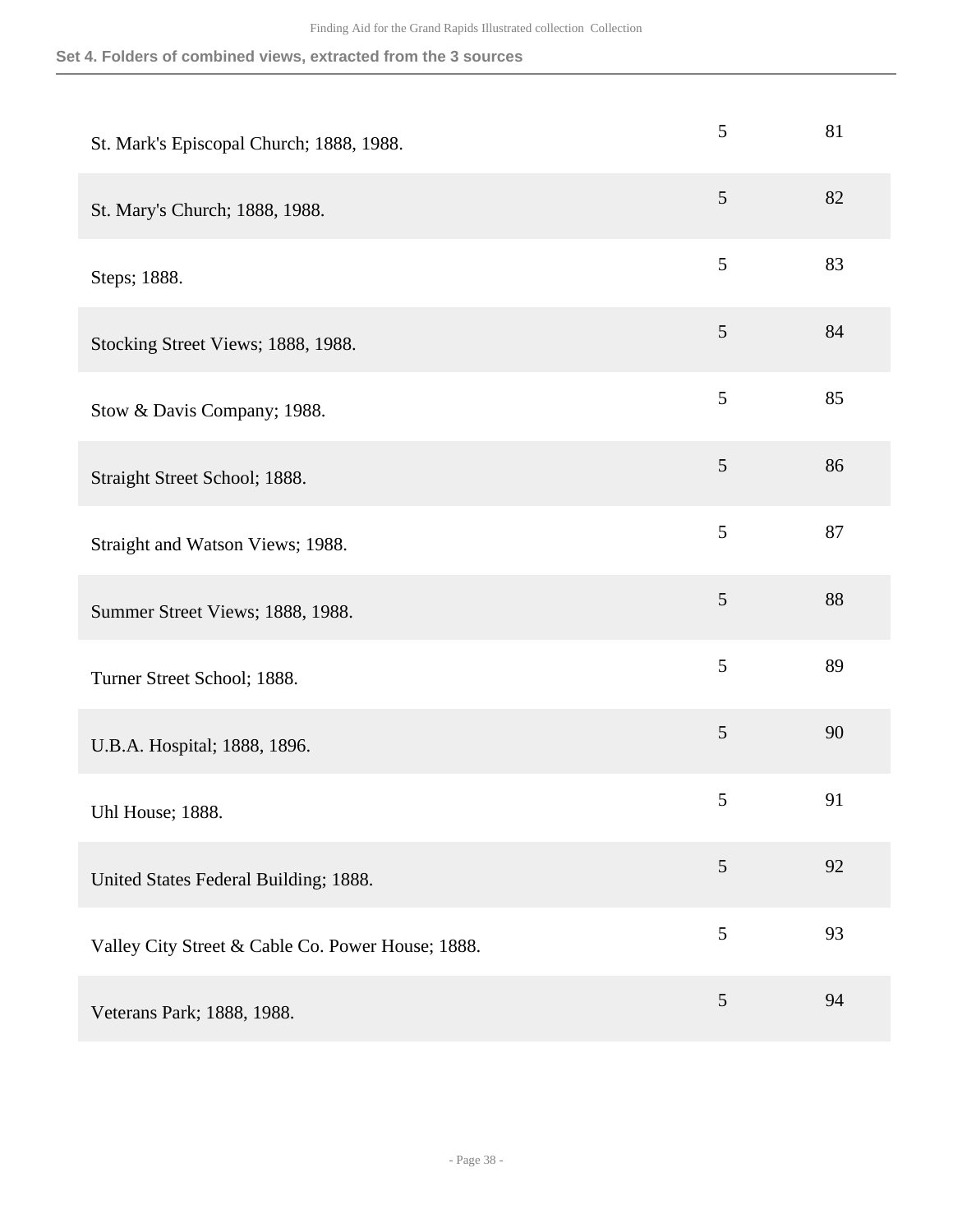### Set 4. Folders of combined views, extracted from the 3 sources

| | | |
|---|---|---|
| St. Mark's Episcopal Church; 1888, 1988. | 5 | 81 |
| St. Mary's Church; 1888, 1988. | 5 | 82 |
| Steps; 1888. | 5 | 83 |
| Stocking Street Views; 1888, 1988. | 5 | 84 |
| Stow & Davis Company; 1988. | 5 | 85 |
| Straight Street School; 1888. | 5 | 86 |
| Straight and Watson Views; 1988. | 5 | 87 |
| Summer Street Views; 1888, 1988. | 5 | 88 |
| Turner Street School; 1888. | 5 | 89 |
| U.B.A. Hospital; 1888, 1896. | 5 | 90 |
| Uhl House; 1888. | 5 | 91 |
| United States Federal Building; 1888. | 5 | 92 |
| Valley City Street & Cable Co. Power House; 1888. | 5 | 93 |
| Veterans Park; 1888, 1988. | 5 | 94 |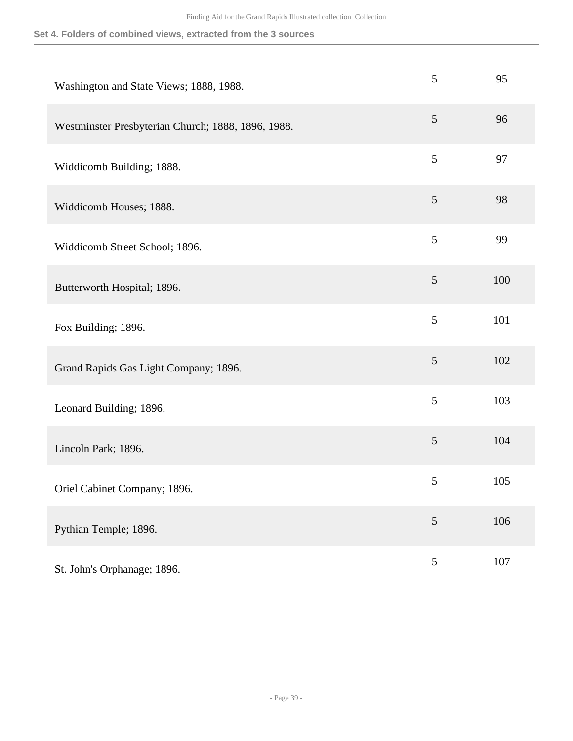| | | |
|---|---|---|
| Washington and State Views; 1888, 1988. | 5 | 95 |
| Westminster Presbyterian Church; 1888, 1896, 1988. | 5 | 96 |
| Widdicomb Building; 1888. | 5 | 97 |
| Widdicomb Houses; 1888. | 5 | 98 |
| Widdicomb Street School; 1896. | 5 | 99 |
| Butterworth Hospital; 1896. | 5 | 100 |
| Fox Building; 1896. | 5 | 101 |
| Grand Rapids Gas Light Company; 1896. | 5 | 102 |
| Leonard Building; 1896. | 5 | 103 |
| Lincoln Park; 1896. | 5 | 104 |
| Oriel Cabinet Company; 1896. | 5 | 105 |
| Pythian Temple; 1896. | 5 | 106 |
| St. John's Orphanage; 1896. | 5 | 107 |